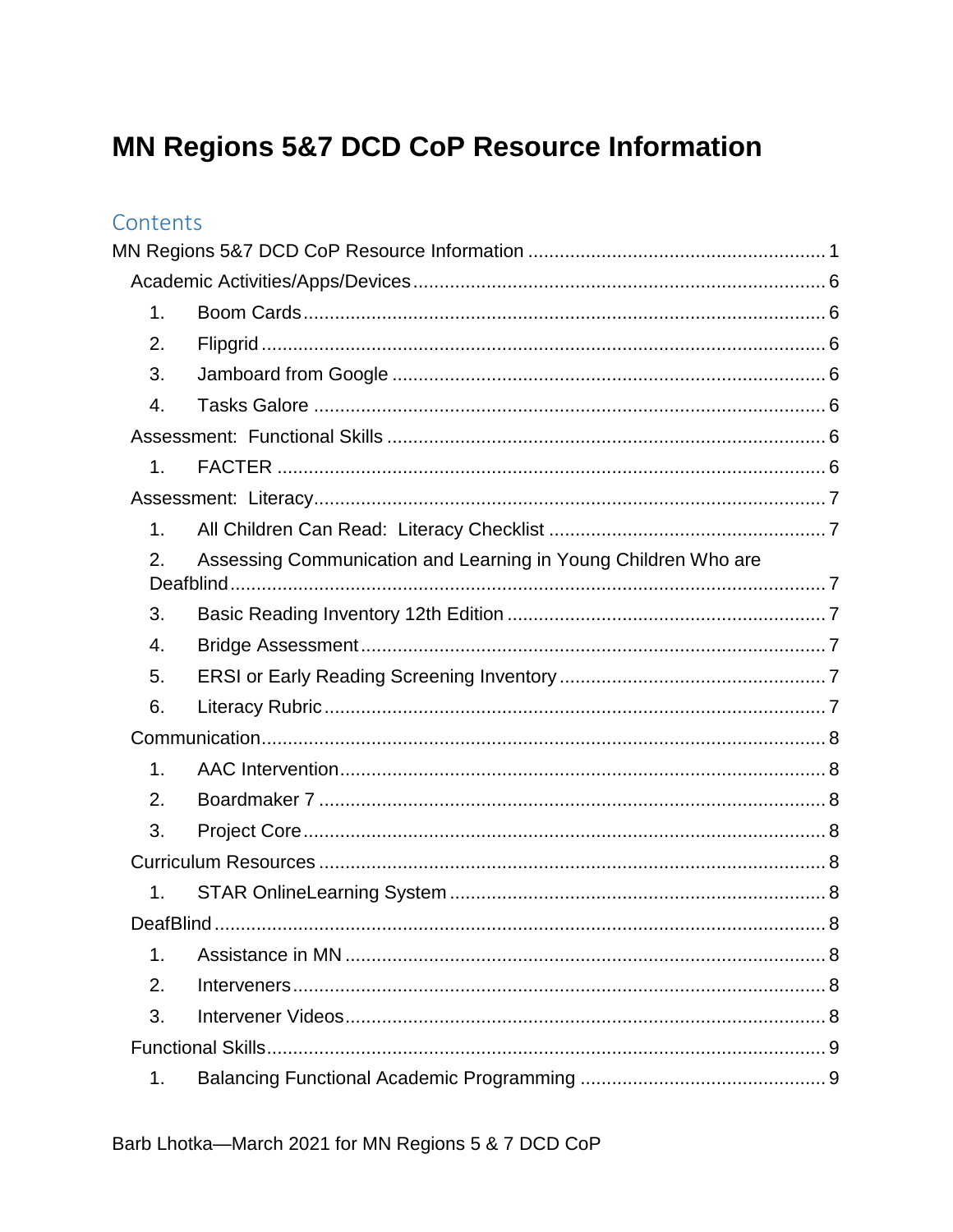# MN Regions 5&7 DCD CoP Resource Information

## Contents

MN Regions 5&7 DCD CoP Resource Information ........................................................ 1

- Academic Activities/Apps/Devices ........................................................ 6
  1. Boom Cards ........................................................ 6
  2. Flipgrid ........................................................ 6
  3. Jamboard from Google ........................................................ 6
  4. Tasks Galore ........................................................ 6
- Assessment: Functional Skills ........................................................ 6
  1. FACTER ........................................................ 6
- Assessment: Literacy ........................................................ 7
  1. All Children Can Read: Literacy Checklist ........................................................ 7
  2. Assessing Communication and Learning in Young Children Who are Deafblind ........................................................ 7
  3. Basic Reading Inventory 12th Edition ........................................................ 7
  4. Bridge Assessment ........................................................ 7
  5. ERSI or Early Reading Screening Inventory ........................................................ 7
  6. Literacy Rubric ........................................................ 7
- Communication ........................................................ 8
  1. AAC Intervention ........................................................ 8
  2. Boardmaker 7 ........................................................ 8
  3. Project Core ........................................................ 8
- Curriculum Resources ........................................................ 8
  1. STAR OnlineLearning System ........................................................ 8
- DeafBlind ........................................................ 8
  1. Assistance in MN ........................................................ 8
  2. Interveners ........................................................ 8
  3. Intervener Videos ........................................................ 8
- Functional Skills ........................................................ 9
  1. Balancing Functional Academic Programming ........................................................ 9

Barb Lhotka—March 2021 for MN Regions 5 & 7 DCD CoP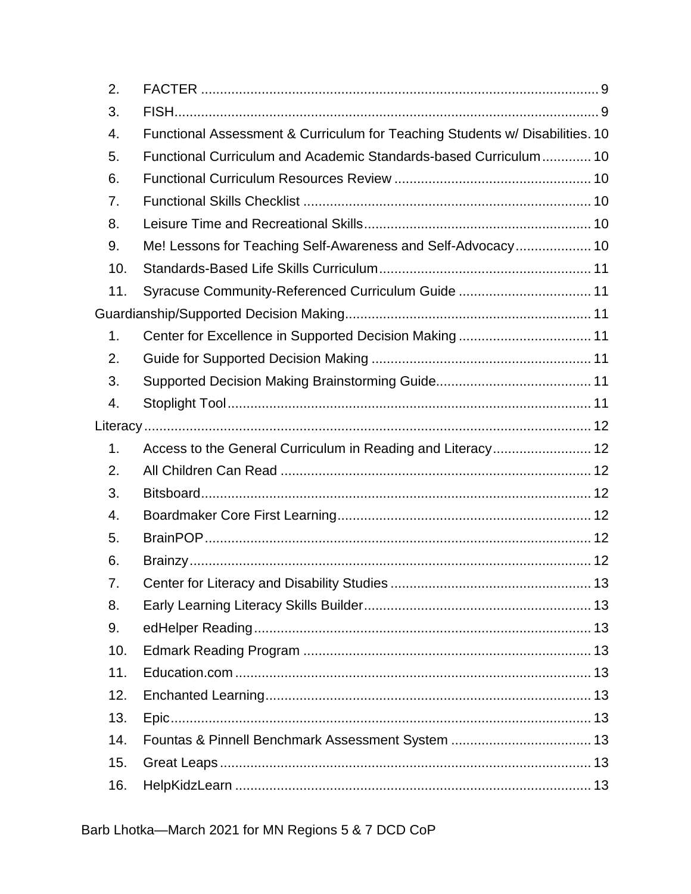2. FACTER ........................................................................................................ 9
3. FISH............................................................................................................... 9
4. Functional Assessment & Curriculum for Teaching Students w/ Disabilities. 10
5. Functional Curriculum and Academic Standards-based Curriculum............. 10
6. Functional Curriculum Resources Review .................................................... 10
7. Functional Skills Checklist ............................................................................ 10
8. Leisure Time and Recreational Skills........................................................... 10
9. Me! Lessons for Teaching Self-Awareness and Self-Advocacy.................... 10
10. Standards-Based Life Skills Curriculum........................................................ 11
11. Syracuse Community-Referenced Curriculum Guide ................................... 11

Guardianship/Supported Decision Making................................................................. 11

1. Center for Excellence in Supported Decision Making ................................... 11
2. Guide for Supported Decision Making .......................................................... 11
3. Supported Decision Making Brainstorming Guide......................................... 11
4. Stoplight Tool................................................................................................ 11

Literacy...................................................................................................................... 12

1. Access to the General Curriculum in Reading and Literacy.......................... 12
2. All Children Can Read .................................................................................. 12
3. Bitsboard...................................................................................................... 12
4. Boardmaker Core First Learning................................................................... 12
5. BrainPOP...................................................................................................... 12
6. Brainzy.......................................................................................................... 12
7. Center for Literacy and Disability Studies ..................................................... 13
8. Early Learning Literacy Skills Builder............................................................ 13
9. edHelper Reading......................................................................................... 13
10. Edmark Reading Program ............................................................................ 13
11. Education.com .............................................................................................. 13
12. Enchanted Learning...................................................................................... 13
13. Epic............................................................................................................... 13
14. Fountas & Pinnell Benchmark Assessment System ..................................... 13
15. Great Leaps.................................................................................................. 13
16. HelpKidzLearn .............................................................................................. 13

Barb Lhotka—March 2021 for MN Regions 5 & 7 DCD CoP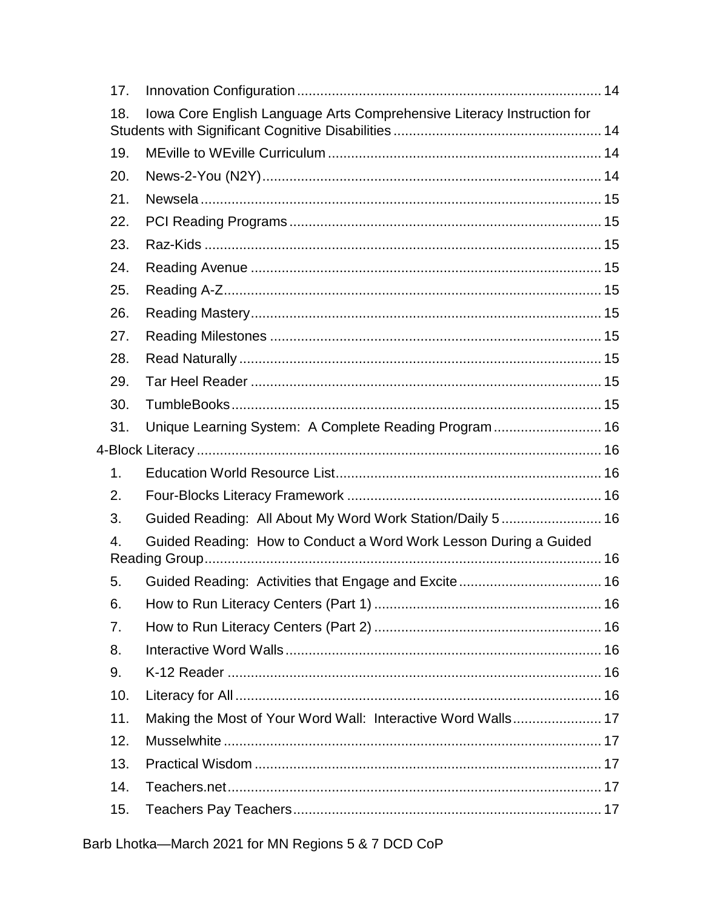17. Innovation Configuration ..... 14
18. Iowa Core English Language Arts Comprehensive Literacy Instruction for Students with Significant Cognitive Disabilities ..... 14
19. MEville to WEville Curriculum ..... 14
20. News-2-You (N2Y) ..... 14
21. Newsela ..... 15
22. PCI Reading Programs ..... 15
23. Raz-Kids ..... 15
24. Reading Avenue ..... 15
25. Reading A-Z ..... 15
26. Reading Mastery ..... 15
27. Reading Milestones ..... 15
28. Read Naturally ..... 15
29. Tar Heel Reader ..... 15
30. TumbleBooks ..... 15
31. Unique Learning System: A Complete Reading Program ..... 16

4-Block Literacy ..... 16

1. Education World Resource List ..... 16
2. Four-Blocks Literacy Framework ..... 16
3. Guided Reading: All About My Word Work Station/Daily 5 ..... 16
4. Guided Reading: How to Conduct a Word Work Lesson During a Guided Reading Group ..... 16
5. Guided Reading: Activities that Engage and Excite ..... 16
6. How to Run Literacy Centers (Part 1) ..... 16
7. How to Run Literacy Centers (Part 2) ..... 16
8. Interactive Word Walls ..... 16
9. K-12 Reader ..... 16
10. Literacy for All ..... 16
11. Making the Most of Your Word Wall: Interactive Word Walls ..... 17
12. Musselwhite ..... 17
13. Practical Wisdom ..... 17
14. Teachers.net ..... 17
15. Teachers Pay Teachers ..... 17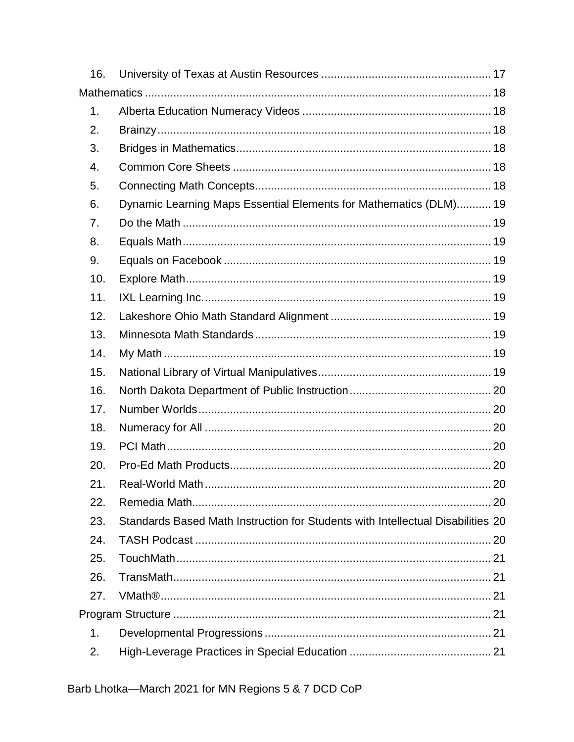16. University of Texas at Austin Resources ..................................................... 17

Mathematics ............................................................................................................ 18

1. Alberta Education Numeracy Videos ........................................................... 18
2. Brainzy ......................................................................................................... 18
3. Bridges in Mathematics ................................................................................ 18
4. Common Core Sheets ................................................................................. 18
5. Connecting Math Concepts .......................................................................... 18
6. Dynamic Learning Maps Essential Elements for Mathematics (DLM) ........... 19
7. Do the Math ................................................................................................. 19
8. Equals Math ................................................................................................. 19
9. Equals on Facebook .................................................................................... 19
10. Explore Math ................................................................................................ 19
11. IXL Learning Inc. .......................................................................................... 19
12. Lakeshore Ohio Math Standard Alignment .................................................. 19
13. Minnesota Math Standards .......................................................................... 19
14. My Math ....................................................................................................... 19
15. National Library of Virtual Manipulatives ...................................................... 19
16. North Dakota Department of Public Instruction ............................................. 20
17. Number Worlds ............................................................................................ 20
18. Numeracy for All .......................................................................................... 20
19. PCI Math ...................................................................................................... 20
20. Pro-Ed Math Products .................................................................................. 20
21. Real-World Math .......................................................................................... 20
22. Remedia Math .............................................................................................. 20
23. Standards Based Math Instruction for Students with Intellectual Disabilities 20
24. TASH Podcast ............................................................................................. 20
25. TouchMath ................................................................................................... 21
26. TransMath .................................................................................................... 21
27. VMath® ........................................................................................................ 21

Program Structure .................................................................................................... 21

1. Developmental Progressions ....................................................................... 21
2. High-Leverage Practices in Special Education ............................................ 21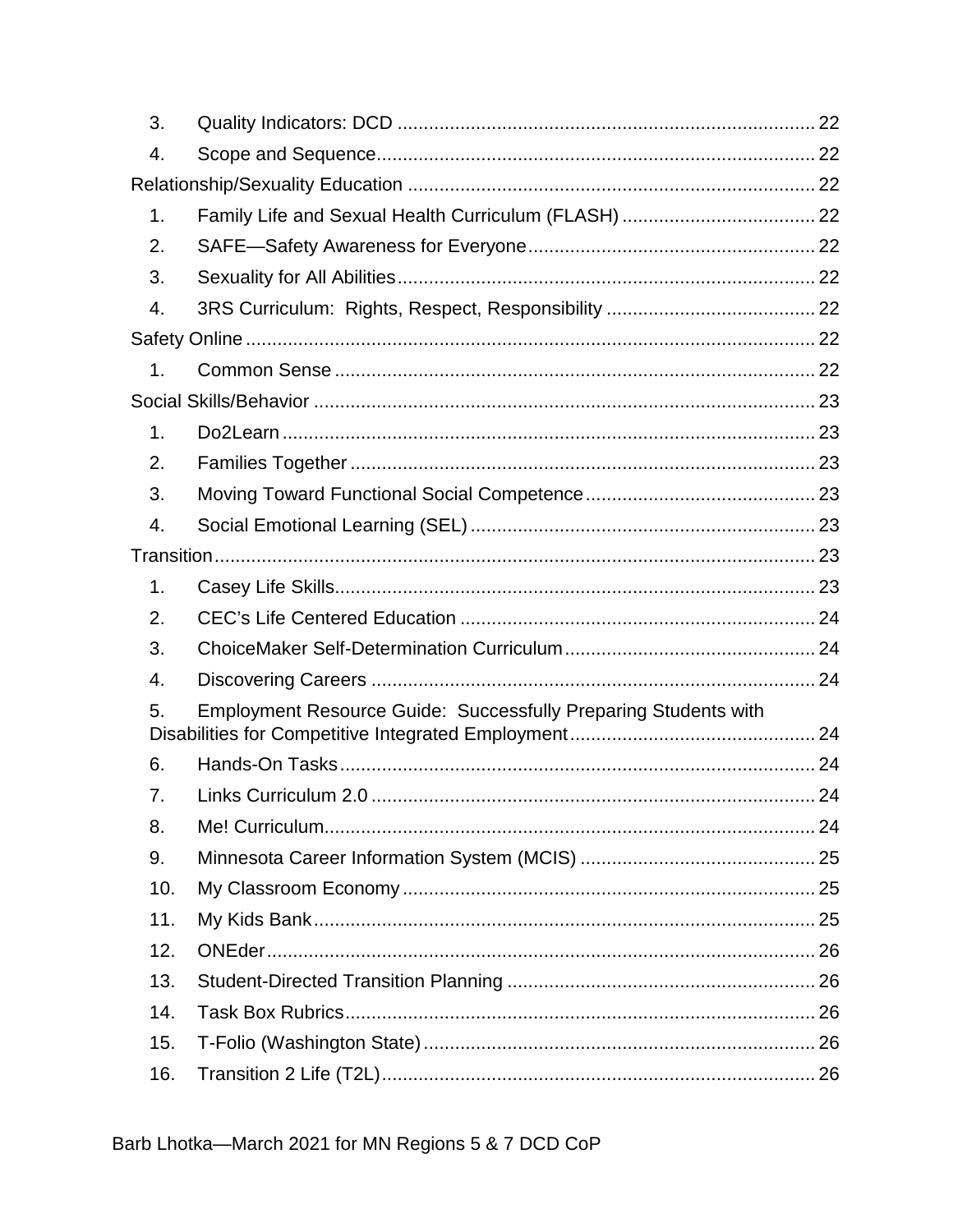3. Quality Indicators: DCD ........................................................................... 22
4. Scope and Sequence................................................................................ 22

Relationship/Sexuality Education ........................................................................ 22

1. Family Life and Sexual Health Curriculum (FLASH) .................................... 22
2. SAFE—Safety Awareness for Everyone...................................................... 22
3. Sexuality for All Abilities............................................................................... 22
4. 3RS Curriculum: Rights, Respect, Responsibility ....................................... 22

Safety Online ........................................................................................................ 22

1. Common Sense ........................................................................................... 22

Social Skills/Behavior ........................................................................................... 23

1. Do2Learn ..................................................................................................... 23
2. Families Together ........................................................................................ 23
3. Moving Toward Functional Social Competence ........................................... 23
4. Social Emotional Learning (SEL) ................................................................. 23

Transition.............................................................................................................. 23

1. Casey Life Skills........................................................................................... 23
2. CEC's Life Centered Education ................................................................... 24
3. ChoiceMaker Self-Determination Curriculum................................................ 24
4. Discovering Careers .................................................................................... 24
5. Employment Resource Guide: Successfully Preparing Students with Disabilities for Competitive Integrated Employment.............................................. 24
6. Hands-On Tasks .......................................................................................... 24
7. Links Curriculum 2.0 .................................................................................... 24
8. Me! Curriculum............................................................................................. 24
9. Minnesota Career Information System (MCIS) ............................................ 25
10. My Classroom Economy .............................................................................. 25
11. My Kids Bank ............................................................................................... 25
12. ONEder ........................................................................................................ 26
13. Student-Directed Transition Planning .......................................................... 26
14. Task Box Rubrics......................................................................................... 26
15. T-Folio (Washington State) .......................................................................... 26
16. Transition 2 Life (T2L).................................................................................. 26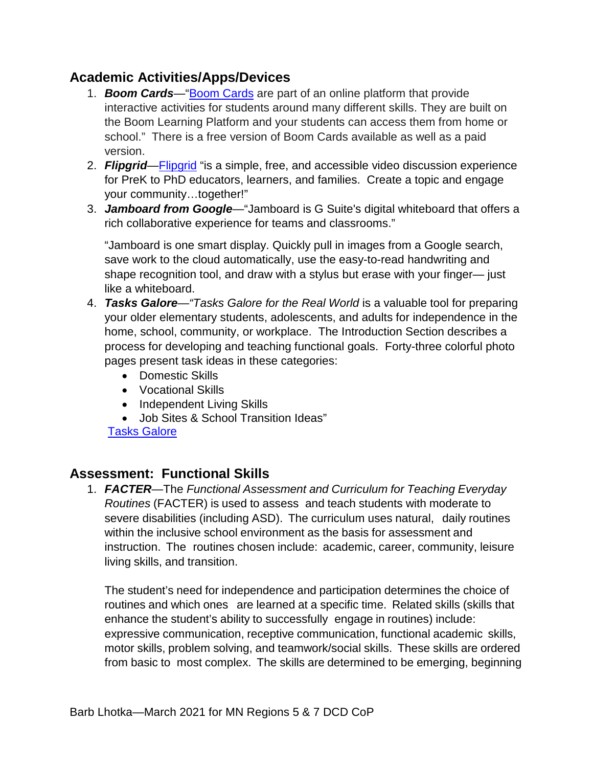## Academic Activities/Apps/Devices

1. ***Boom Cards***—"Boom Cards are part of an online platform that provide interactive activities for students around many different skills. They are built on the Boom Learning Platform and your students can access them from home or school." There is a free version of Boom Cards available as well as a paid version.
2. ***Flipgrid***—Flipgrid "is a simple, free, and accessible video discussion experience for PreK to PhD educators, learners, and families. Create a topic and engage your community…together!"
3. ***Jamboard from Google***—"Jamboard is G Suite's digital whiteboard that offers a rich collaborative experience for teams and classrooms."

   "Jamboard is one smart display. Quickly pull in images from a Google search, save work to the cloud automatically, use the easy-to-read handwriting and shape recognition tool, and draw with a stylus but erase with your finger— just like a whiteboard.
4. ***Tasks Galore***—"*Tasks Galore for the Real World* is a valuable tool for preparing your older elementary students, adolescents, and adults for independence in the home, school, community, or workplace. The Introduction Section describes a process for developing and teaching functional goals. Forty-three colorful photo pages present task ideas in these categories:
   - Domestic Skills
   - Vocational Skills
   - Independent Living Skills
   - Job Sites & School Transition Ideas"

   Tasks Galore

## Assessment: Functional Skills

1. ***FACTER***—The *Functional Assessment and Curriculum for Teaching Everyday Routines* (FACTER) is used to assess and teach students with moderate to severe disabilities (including ASD). The curriculum uses natural, daily routines within the inclusive school environment as the basis for assessment and instruction. The routines chosen include: academic, career, community, leisure living skills, and transition.

   The student's need for independence and participation determines the choice of routines and which ones are learned at a specific time. Related skills (skills that enhance the student's ability to successfully engage in routines) include: expressive communication, receptive communication, functional academic skills, motor skills, problem solving, and teamwork/social skills. These skills are ordered from basic to most complex. The skills are determined to be emerging, beginning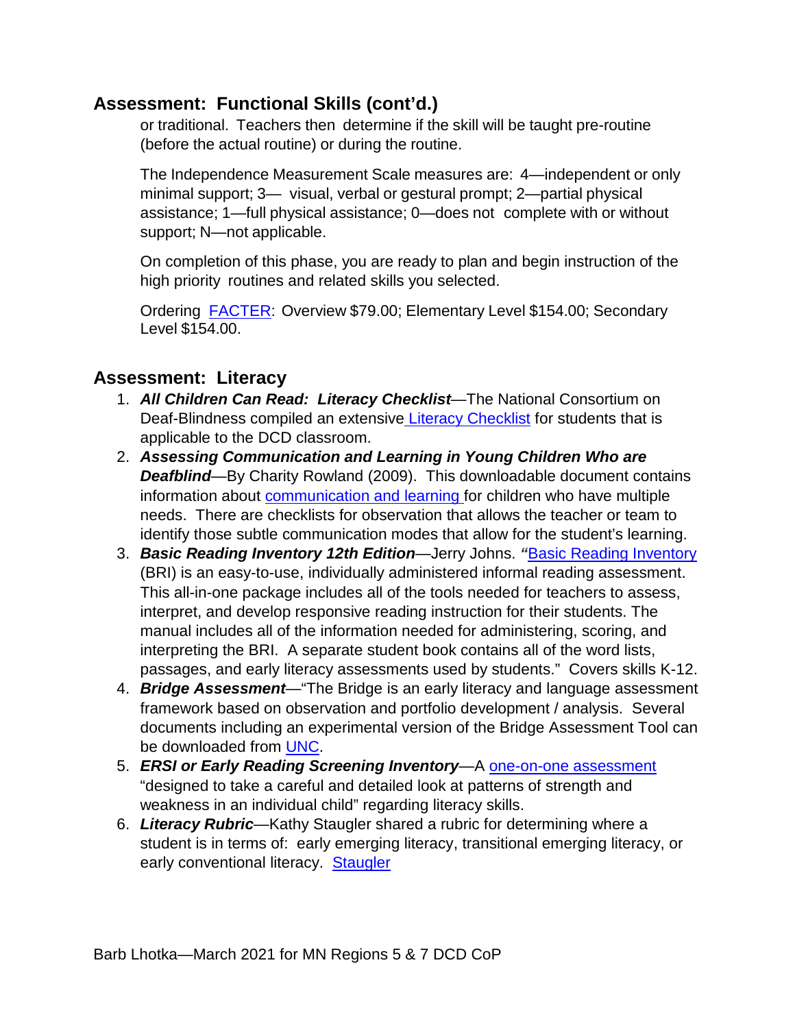## Assessment: Functional Skills (cont'd.)

or traditional. Teachers then determine if the skill will be taught pre-routine (before the actual routine) or during the routine.

The Independence Measurement Scale measures are: 4—independent or only minimal support; 3— visual, verbal or gestural prompt; 2—partial physical assistance; 1—full physical assistance; 0—does not complete with or without support; N—not applicable.

On completion of this phase, you are ready to plan and begin instruction of the high priority routines and related skills you selected.

Ordering FACTER: Overview $79.00; Elementary Level $154.00; Secondary Level $154.00.

## Assessment: Literacy

1. ***All Children Can Read: Literacy Checklist***—The National Consortium on Deaf-Blindness compiled an extensive Literacy Checklist for students that is applicable to the DCD classroom.
2. ***Assessing Communication and Learning in Young Children Who are Deafblind***—By Charity Rowland (2009). This downloadable document contains information about communication and learning for children who have multiple needs. There are checklists for observation that allows the teacher or team to identify those subtle communication modes that allow for the student's learning.
3. ***Basic Reading Inventory 12th Edition***—Jerry Johns. "Basic Reading Inventory (BRI) is an easy-to-use, individually administered informal reading assessment. This all-in-one package includes all of the tools needed for teachers to assess, interpret, and develop responsive reading instruction for their students. The manual includes all of the information needed for administering, scoring, and interpreting the BRI. A separate student book contains all of the word lists, passages, and early literacy assessments used by students." Covers skills K-12.
4. ***Bridge Assessment***—"The Bridge is an early literacy and language assessment framework based on observation and portfolio development / analysis. Several documents including an experimental version of the Bridge Assessment Tool can be downloaded from UNC.
5. ***ERSI or Early Reading Screening Inventory***—A one-on-one assessment "designed to take a careful and detailed look at patterns of strength and weakness in an individual child" regarding literacy skills.
6. ***Literacy Rubric***—Kathy Staugler shared a rubric for determining where a student is in terms of: early emerging literacy, transitional emerging literacy, or early conventional literacy. Staugler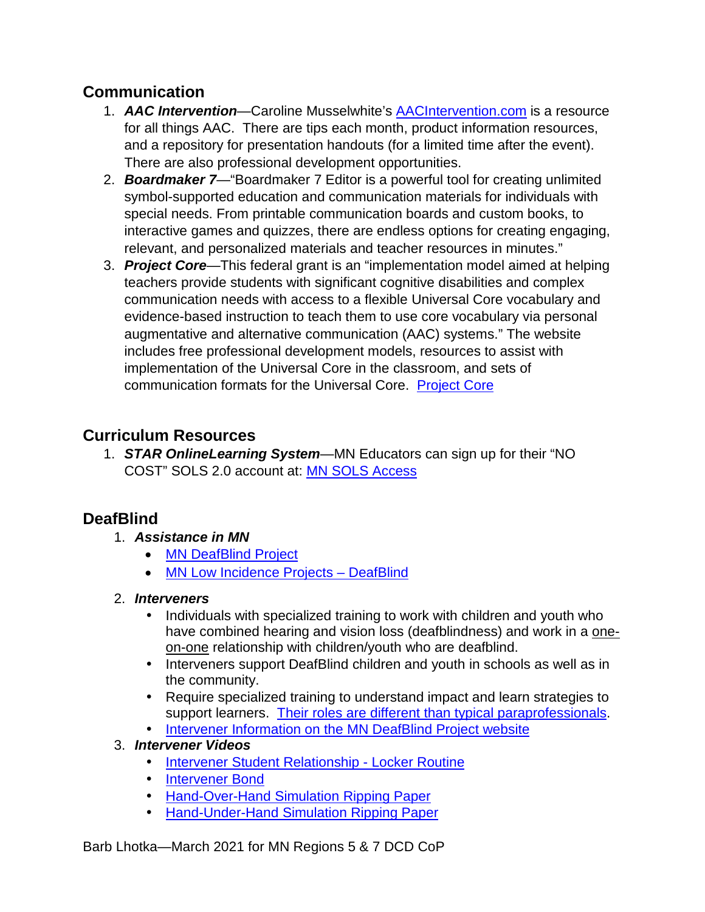## Communication

1. ***AAC Intervention***—Caroline Musselwhite's [AACIntervention.com]() is a resource for all things AAC. There are tips each month, product information resources, and a repository for presentation handouts (for a limited time after the event). There are also professional development opportunities.
2. ***Boardmaker 7***—"Boardmaker 7 Editor is a powerful tool for creating unlimited symbol-supported education and communication materials for individuals with special needs. From printable communication boards and custom books, to interactive games and quizzes, there are endless options for creating engaging, relevant, and personalized materials and teacher resources in minutes."
3. ***Project Core***—This federal grant is an "implementation model aimed at helping teachers provide students with significant cognitive disabilities and complex communication needs with access to a flexible Universal Core vocabulary and evidence-based instruction to teach them to use core vocabulary via personal augmentative and alternative communication (AAC) systems." The website includes free professional development models, resources to assist with implementation of the Universal Core in the classroom, and sets of communication formats for the Universal Core. [Project Core]()

## Curriculum Resources

1. ***STAR OnlineLearning System***—MN Educators can sign up for their "NO COST" SOLS 2.0 account at: [MN SOLS Access]()

## DeafBlind

1. ***Assistance in MN***
   - [MN DeafBlind Project]()
   - [MN Low Incidence Projects – DeafBlind]()
2. ***Interveners***
   - Individuals with specialized training to work with children and youth who have combined hearing and vision loss (deafblindness) and work in a one-on-one relationship with children/youth who are deafblind.
   - Interveners support DeafBlind children and youth in schools as well as in the community.
   - Require specialized training to understand impact and learn strategies to support learners. [Their roles are different than typical paraprofessionals]().
   - [Intervener Information on the MN DeafBlind Project website]()
3. ***Intervener Videos***
   - [Intervener Student Relationship - Locker Routine]()
   - [Intervener Bond]()
   - [Hand-Over-Hand Simulation Ripping Paper]()
   - [Hand-Under-Hand Simulation Ripping Paper]()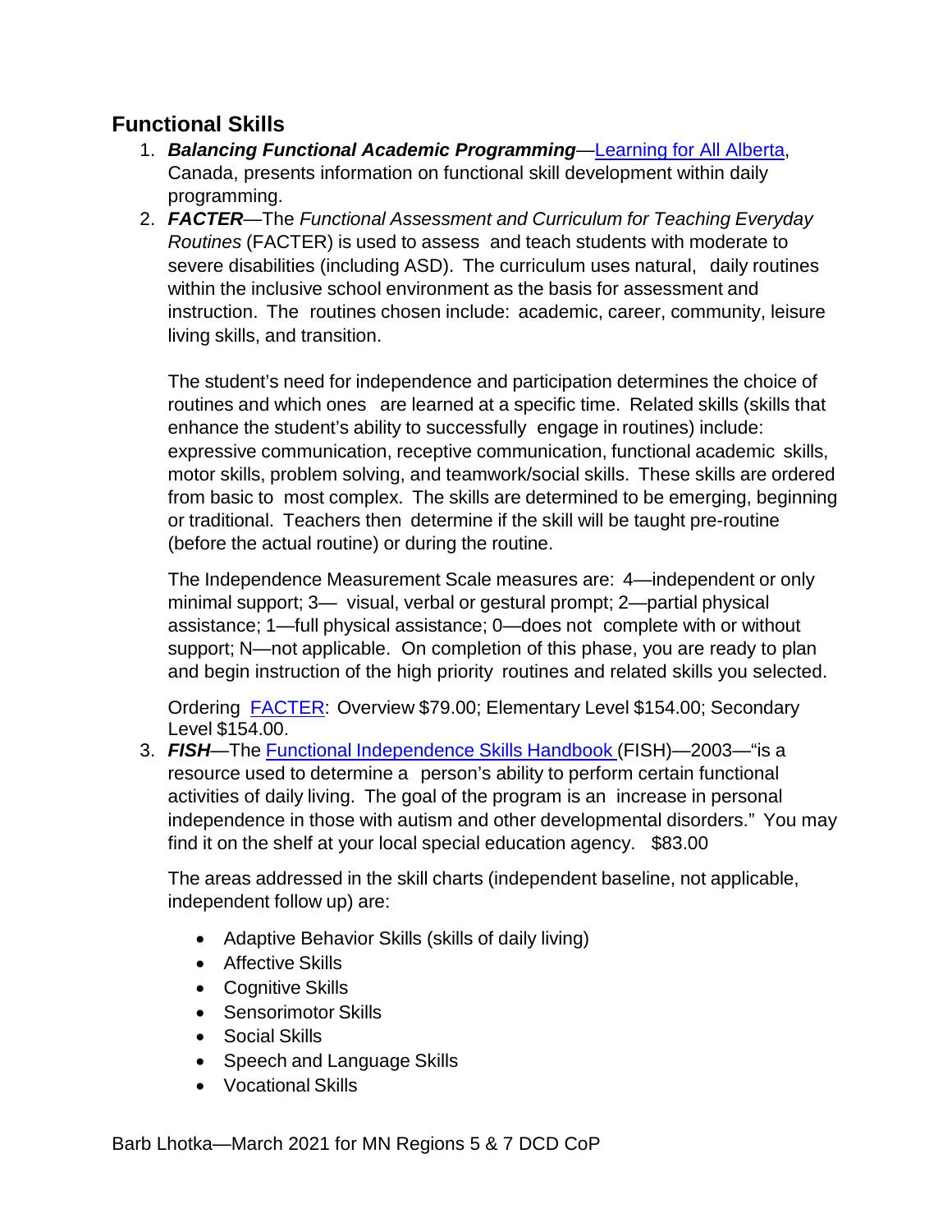## Functional Skills

1. ***Balancing Functional Academic Programming***—Learning for All Alberta, Canada, presents information on functional skill development within daily programming.
2. ***FACTER***—The *Functional Assessment and Curriculum for Teaching Everyday Routines* (FACTER) is used to assess and teach students with moderate to severe disabilities (including ASD). The curriculum uses natural, daily routines within the inclusive school environment as the basis for assessment and instruction. The routines chosen include: academic, career, community, leisure living skills, and transition.

   The student's need for independence and participation determines the choice of routines and which ones are learned at a specific time. Related skills (skills that enhance the student's ability to successfully engage in routines) include: expressive communication, receptive communication, functional academic skills, motor skills, problem solving, and teamwork/social skills. These skills are ordered from basic to most complex. The skills are determined to be emerging, beginning or traditional. Teachers then determine if the skill will be taught pre-routine (before the actual routine) or during the routine.

   The Independence Measurement Scale measures are: 4—independent or only minimal support; 3— visual, verbal or gestural prompt; 2—partial physical assistance; 1—full physical assistance; 0—does not complete with or without support; N—not applicable. On completion of this phase, you are ready to plan and begin instruction of the high priority routines and related skills you selected.

   Ordering FACTER: Overview $79.00; Elementary Level $154.00; Secondary Level $154.00.
3. ***FISH***—The Functional Independence Skills Handbook (FISH)—2003—"is a resource used to determine a person's ability to perform certain functional activities of daily living. The goal of the program is an increase in personal independence in those with autism and other developmental disorders." You may find it on the shelf at your local special education agency. $83.00

   The areas addressed in the skill charts (independent baseline, not applicable, independent follow up) are:

   - Adaptive Behavior Skills (skills of daily living)
   - Affective Skills
   - Cognitive Skills
   - Sensorimotor Skills
   - Social Skills
   - Speech and Language Skills
   - Vocational Skills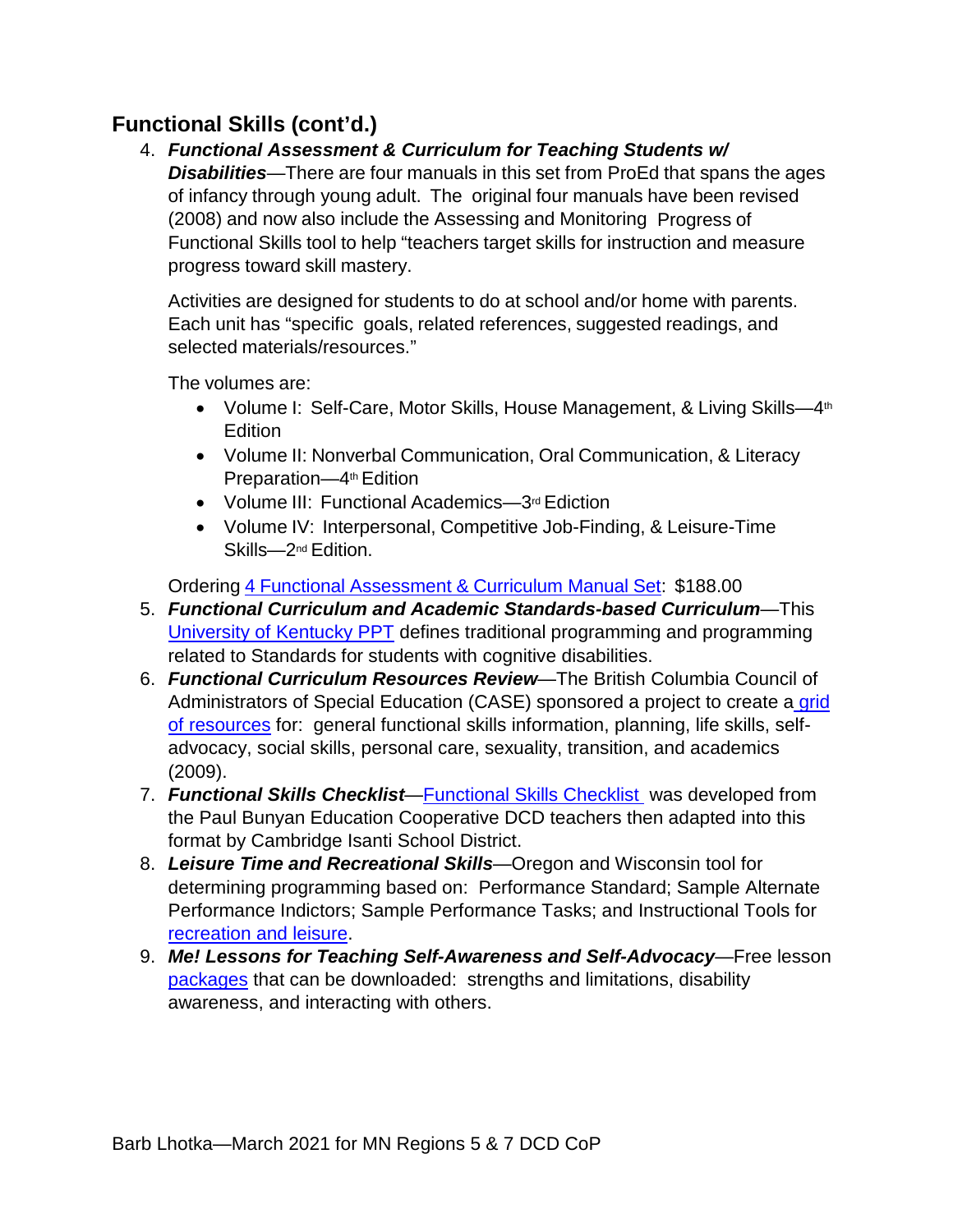## Functional Skills (cont'd.)

4. ***Functional Assessment & Curriculum for Teaching Students w/ Disabilities***—There are four manuals in this set from ProEd that spans the ages of infancy through young adult. The original four manuals have been revised (2008) and now also include the Assessing and Monitoring Progress of Functional Skills tool to help "teachers target skills for instruction and measure progress toward skill mastery.

   Activities are designed for students to do at school and/or home with parents. Each unit has "specific goals, related references, suggested readings, and selected materials/resources."

   The volumes are:

   - Volume I: Self-Care, Motor Skills, House Management, & Living Skills—4th Edition
   - Volume II: Nonverbal Communication, Oral Communication, & Literacy Preparation—4th Edition
   - Volume III: Functional Academics—3rd Ediction
   - Volume IV: Interpersonal, Competitive Job-Finding, & Leisure-Time Skills—2nd Edition.

   Ordering 4 Functional Assessment & Curriculum Manual Set: $188.00

5. ***Functional Curriculum and Academic Standards-based Curriculum***—This University of Kentucky PPT defines traditional programming and programming related to Standards for students with cognitive disabilities.
6. ***Functional Curriculum Resources Review***—The British Columbia Council of Administrators of Special Education (CASE) sponsored a project to create a grid of resources for: general functional skills information, planning, life skills, self-advocacy, social skills, personal care, sexuality, transition, and academics (2009).
7. ***Functional Skills Checklist***—Functional Skills Checklist was developed from the Paul Bunyan Education Cooperative DCD teachers then adapted into this format by Cambridge Isanti School District.
8. ***Leisure Time and Recreational Skills***—Oregon and Wisconsin tool for determining programming based on: Performance Standard; Sample Alternate Performance Indictors; Sample Performance Tasks; and Instructional Tools for recreation and leisure.
9. ***Me! Lessons for Teaching Self-Awareness and Self-Advocacy***—Free lesson packages that can be downloaded: strengths and limitations, disability awareness, and interacting with others.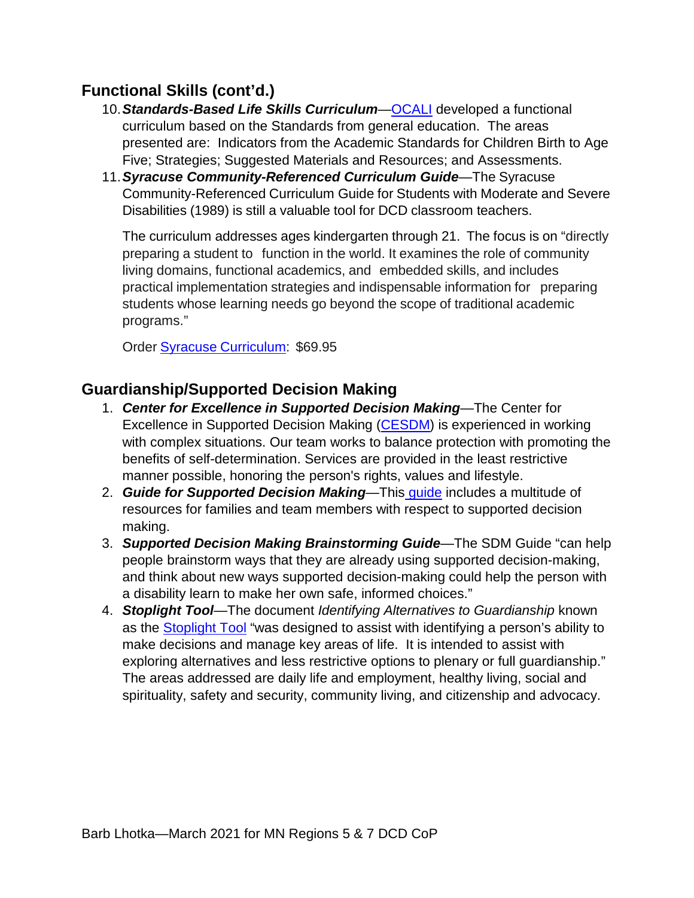## Functional Skills (cont'd.)

10. ***Standards-Based Life Skills Curriculum***—OCALI developed a functional curriculum based on the Standards from general education. The areas presented are: Indicators from the Academic Standards for Children Birth to Age Five; Strategies; Suggested Materials and Resources; and Assessments.
11. ***Syracuse Community-Referenced Curriculum Guide***—The Syracuse Community-Referenced Curriculum Guide for Students with Moderate and Severe Disabilities (1989) is still a valuable tool for DCD classroom teachers.

    The curriculum addresses ages kindergarten through 21. The focus is on "directly preparing a student to function in the world. It examines the role of community living domains, functional academics, and embedded skills, and includes practical implementation strategies and indispensable information for preparing students whose learning needs go beyond the scope of traditional academic programs."

    Order Syracuse Curriculum: $69.95

## Guardianship/Supported Decision Making

1. ***Center for Excellence in Supported Decision Making***—The Center for Excellence in Supported Decision Making (CESDM) is experienced in working with complex situations. Our team works to balance protection with promoting the benefits of self-determination. Services are provided in the least restrictive manner possible, honoring the person's rights, values and lifestyle.
2. ***Guide for Supported Decision Making***—This guide includes a multitude of resources for families and team members with respect to supported decision making.
3. ***Supported Decision Making Brainstorming Guide***—The SDM Guide "can help people brainstorm ways that they are already using supported decision-making, and think about new ways supported decision-making could help the person with a disability learn to make her own safe, informed choices."
4. ***Stoplight Tool***—The document *Identifying Alternatives to Guardianship* known as the Stoplight Tool "was designed to assist with identifying a person's ability to make decisions and manage key areas of life. It is intended to assist with exploring alternatives and less restrictive options to plenary or full guardianship." The areas addressed are daily life and employment, healthy living, social and spirituality, safety and security, community living, and citizenship and advocacy.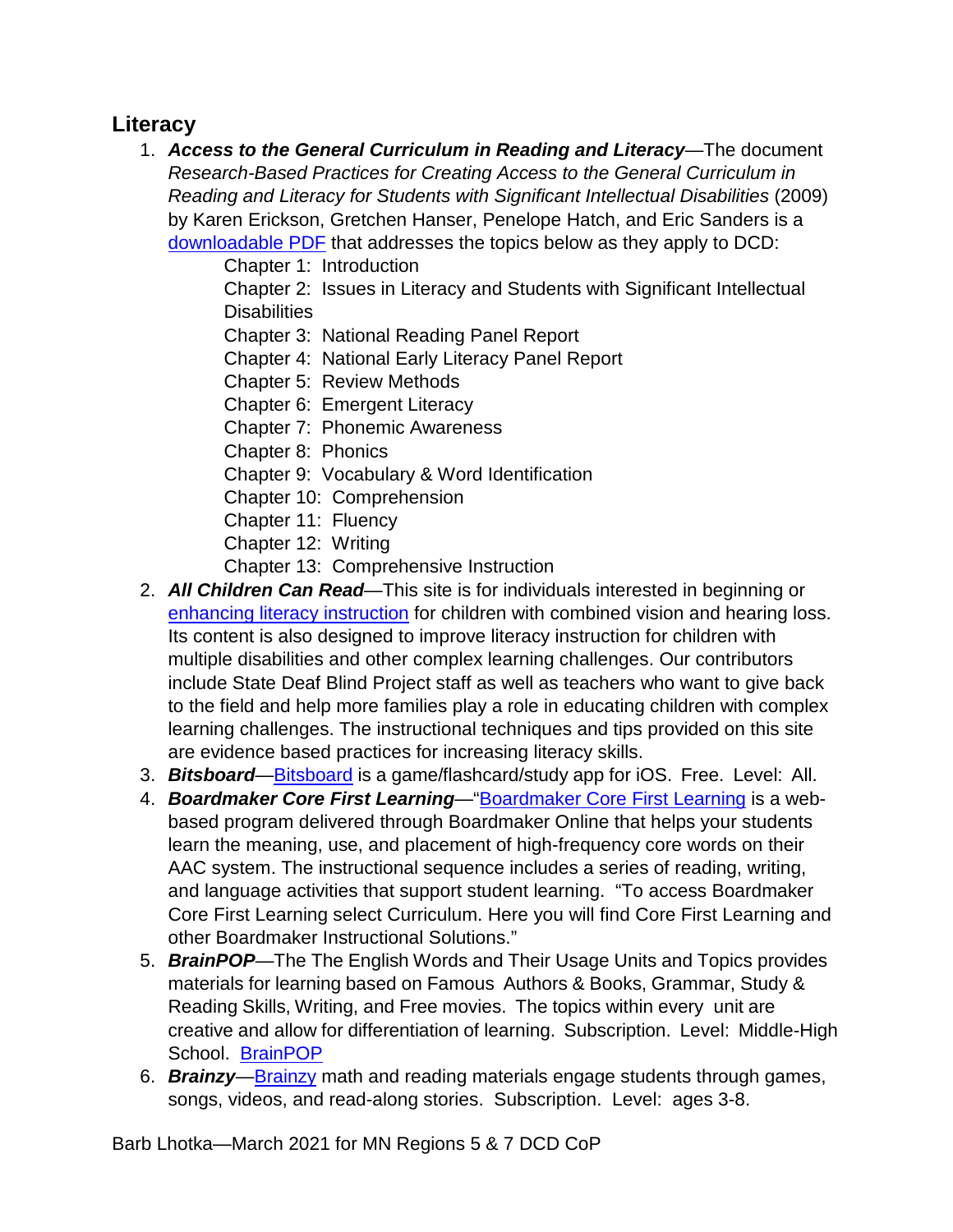## Literacy

1. ***Access to the General Curriculum in Reading and Literacy***—The document *Research-Based Practices for Creating Access to the General Curriculum in Reading and Literacy for Students with Significant Intellectual Disabilities* (2009) by Karen Erickson, Gretchen Hanser, Penelope Hatch, and Eric Sanders is a downloadable PDF that addresses the topics below as they apply to DCD:
   - Chapter 1: Introduction
   - Chapter 2: Issues in Literacy and Students with Significant Intellectual Disabilities
   - Chapter 3: National Reading Panel Report
   - Chapter 4: National Early Literacy Panel Report
   - Chapter 5: Review Methods
   - Chapter 6: Emergent Literacy
   - Chapter 7: Phonemic Awareness
   - Chapter 8: Phonics
   - Chapter 9: Vocabulary & Word Identification
   - Chapter 10: Comprehension
   - Chapter 11: Fluency
   - Chapter 12: Writing
   - Chapter 13: Comprehensive Instruction
2. ***All Children Can Read***—This site is for individuals interested in beginning or enhancing literacy instruction for children with combined vision and hearing loss. Its content is also designed to improve literacy instruction for children with multiple disabilities and other complex learning challenges. Our contributors include State Deaf Blind Project staff as well as teachers who want to give back to the field and help more families play a role in educating children with complex learning challenges. The instructional techniques and tips provided on this site are evidence based practices for increasing literacy skills.
3. ***Bitsboard***—Bitsboard is a game/flashcard/study app for iOS. Free. Level: All.
4. ***Boardmaker Core First Learning***—"Boardmaker Core First Learning is a web-based program delivered through Boardmaker Online that helps your students learn the meaning, use, and placement of high-frequency core words on their AAC system. The instructional sequence includes a series of reading, writing, and language activities that support student learning. "To access Boardmaker Core First Learning select Curriculum. Here you will find Core First Learning and other Boardmaker Instructional Solutions."
5. ***BrainPOP***—The The English Words and Their Usage Units and Topics provides materials for learning based on Famous Authors & Books, Grammar, Study & Reading Skills, Writing, and Free movies. The topics within every unit are creative and allow for differentiation of learning. Subscription. Level: Middle-High School. BrainPOP
6. ***Brainzy***—Brainzy math and reading materials engage students through games, songs, videos, and read-along stories. Subscription. Level: ages 3-8.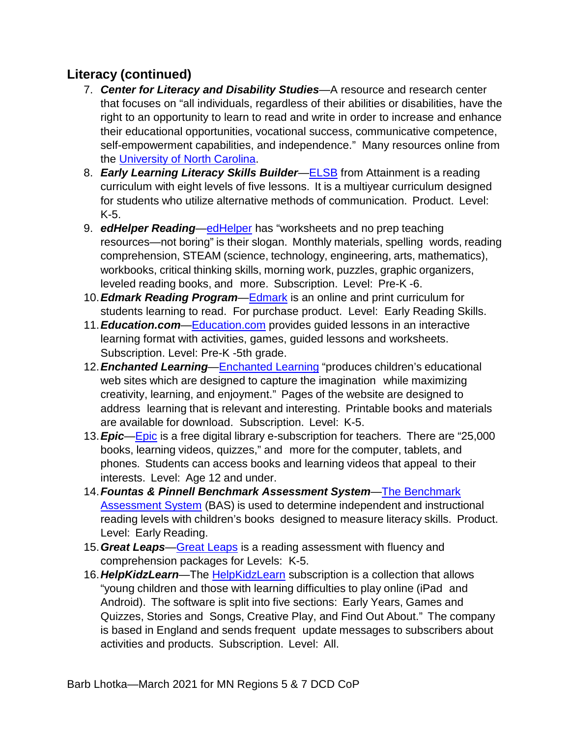## Literacy (continued)

7. ***Center for Literacy and Disability Studies***—A resource and research center that focuses on "all individuals, regardless of their abilities or disabilities, have the right to an opportunity to learn to read and write in order to increase and enhance their educational opportunities, vocational success, communicative competence, self-empowerment capabilities, and independence." Many resources online from the University of North Carolina.
8. ***Early Learning Literacy Skills Builder***—ELSB from Attainment is a reading curriculum with eight levels of five lessons. It is a multiyear curriculum designed for students who utilize alternative methods of communication. Product. Level: K-5.
9. ***edHelper Reading***—edHelper has "worksheets and no prep teaching resources—not boring" is their slogan. Monthly materials, spelling words, reading comprehension, STEAM (science, technology, engineering, arts, mathematics), workbooks, critical thinking skills, morning work, puzzles, graphic organizers, leveled reading books, and more. Subscription. Level: Pre-K -6.
10. ***Edmark Reading Program***—Edmark is an online and print curriculum for students learning to read. For purchase product. Level: Early Reading Skills.
11. ***Education.com***—Education.com provides guided lessons in an interactive learning format with activities, games, guided lessons and worksheets. Subscription. Level: Pre-K -5th grade.
12. ***Enchanted Learning***—Enchanted Learning "produces children's educational web sites which are designed to capture the imagination while maximizing creativity, learning, and enjoyment." Pages of the website are designed to address learning that is relevant and interesting. Printable books and materials are available for download. Subscription. Level: K-5.
13. ***Epic***—Epic is a free digital library e-subscription for teachers. There are "25,000 books, learning videos, quizzes," and more for the computer, tablets, and phones. Students can access books and learning videos that appeal to their interests. Level: Age 12 and under.
14. ***Fountas & Pinnell Benchmark Assessment System***—The Benchmark Assessment System (BAS) is used to determine independent and instructional reading levels with children's books designed to measure literacy skills. Product. Level: Early Reading.
15. ***Great Leaps***—Great Leaps is a reading assessment with fluency and comprehension packages for Levels: K-5.
16. ***HelpKidzLearn***—The HelpKidzLearn subscription is a collection that allows "young children and those with learning difficulties to play online (iPad and Android). The software is split into five sections: Early Years, Games and Quizzes, Stories and Songs, Creative Play, and Find Out About." The company is based in England and sends frequent update messages to subscribers about activities and products. Subscription. Level: All.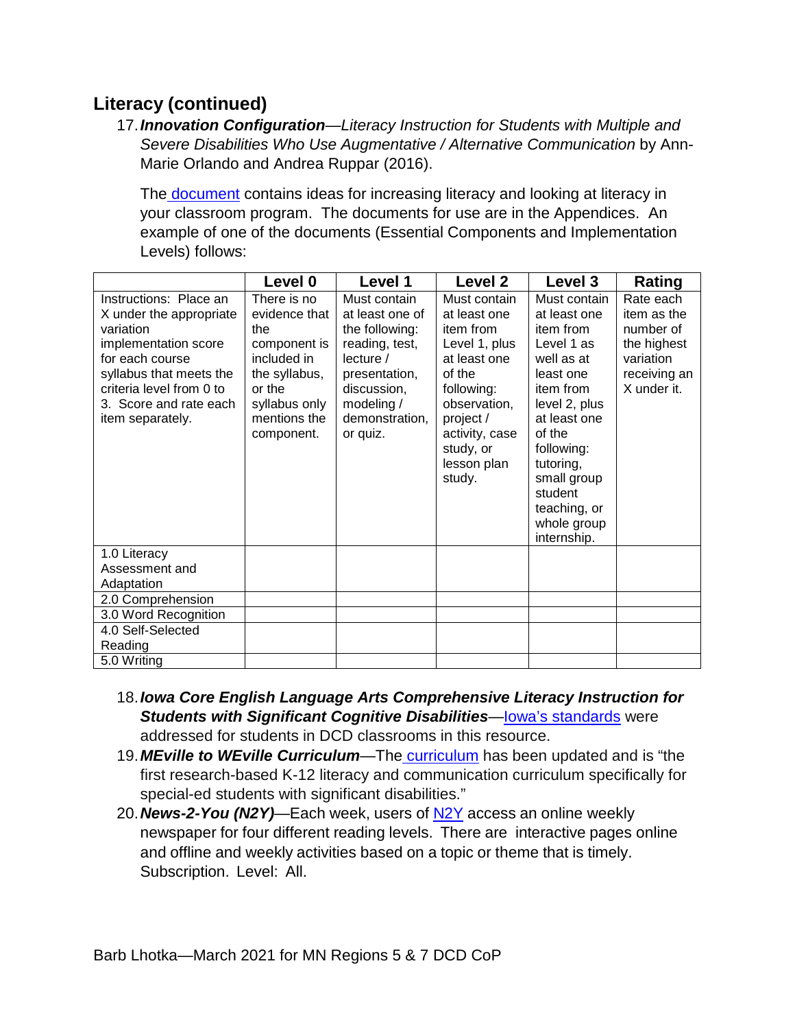## Literacy (continued)

17. ***Innovation Configuration****—Literacy Instruction for Students with Multiple and Severe Disabilities Who Use Augmentative / Alternative Communication* by Ann-Marie Orlando and Andrea Ruppar (2016).

    The document contains ideas for increasing literacy and looking at literacy in your classroom program. The documents for use are in the Appendices. An example of one of the documents (Essential Components and Implementation Levels) follows:

| | Level 0 | Level 1 | Level 2 | Level 3 | Rating |
|---|---|---|---|---|---|
| Instructions: Place an X under the appropriate variation implementation score for each course syllabus that meets the criteria level from 0 to 3. Score and rate each item separately. | There is no evidence that the component is included in the syllabus, or the syllabus only mentions the component. | Must contain at least one of the following: reading, test, lecture / presentation, discussion, modeling / demonstration, or quiz. | Must contain at least one item from Level 1, plus at least one of the following: observation, project / activity, case study, or lesson plan study. | Must contain at least one item from Level 1 as well as at least one item from level 2, plus at least one of the following: tutoring, small group student teaching, or whole group internship. | Rate each item as the number of the highest variation receiving an X under it. |
| 1.0 Literacy Assessment and Adaptation | | | | | |
| 2.0 Comprehension | | | | | |
| 3.0 Word Recognition | | | | | |
| 4.0 Self-Selected Reading | | | | | |
| 5.0 Writing | | | | | |

18. ***Iowa Core English Language Arts Comprehensive Literacy Instruction for Students with Significant Cognitive Disabilities***—Iowa's standards were addressed for students in DCD classrooms in this resource.
19. ***MEville to WEville Curriculum***—The curriculum has been updated and is "the first research-based K-12 literacy and communication curriculum specifically for special-ed students with significant disabilities."
20. ***News-2-You (N2Y)***—Each week, users of N2Y access an online weekly newspaper for four different reading levels. There are interactive pages online and offline and weekly activities based on a topic or theme that is timely. Subscription. Level: All.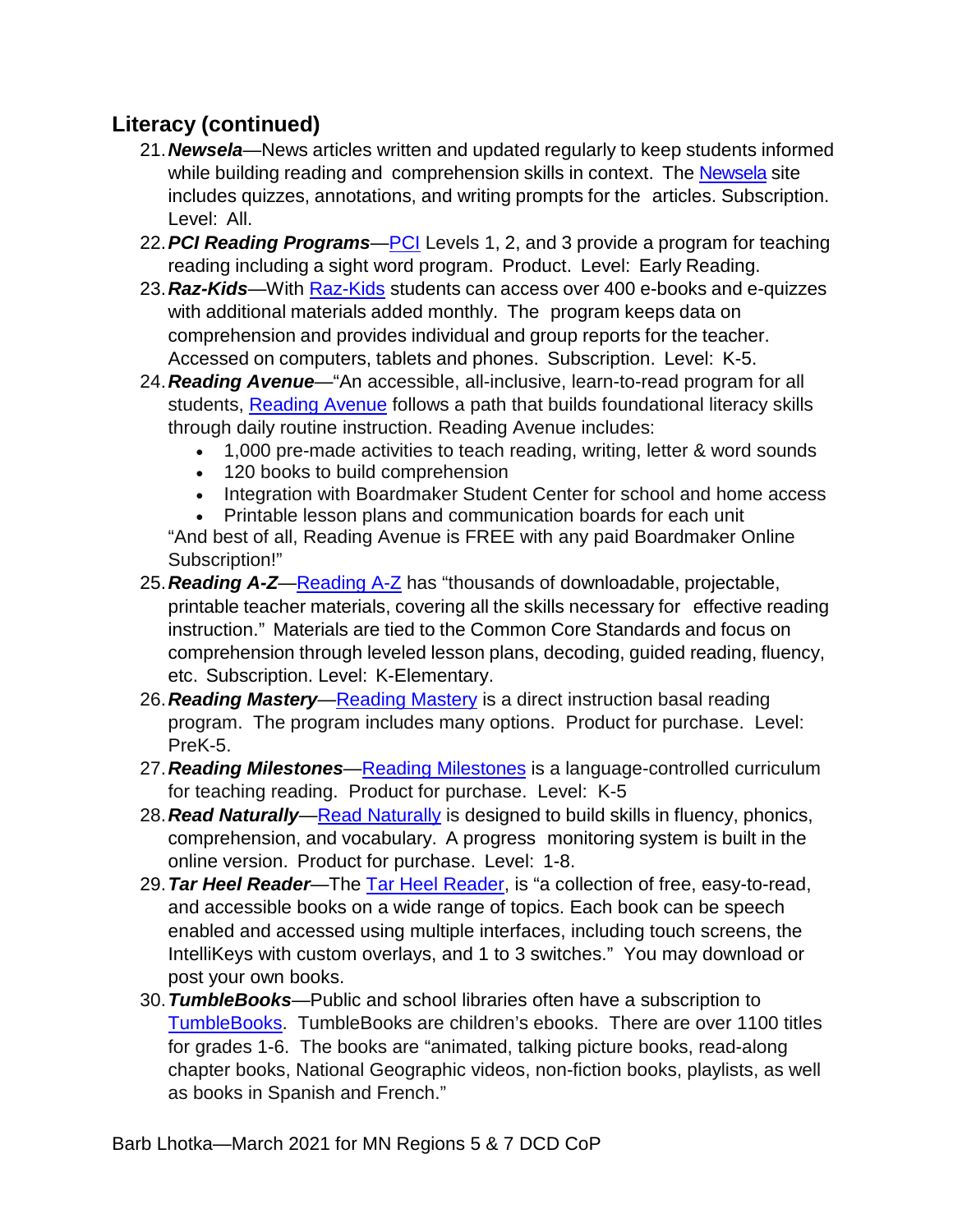## Literacy (continued)

21. ***Newsela***—News articles written and updated regularly to keep students informed while building reading and comprehension skills in context. The Newsela site includes quizzes, annotations, and writing prompts for the articles. Subscription. Level: All.
22. ***PCI Reading Programs***—PCI Levels 1, 2, and 3 provide a program for teaching reading including a sight word program. Product. Level: Early Reading.
23. ***Raz-Kids***—With Raz-Kids students can access over 400 e-books and e-quizzes with additional materials added monthly. The program keeps data on comprehension and provides individual and group reports for the teacher. Accessed on computers, tablets and phones. Subscription. Level: K-5.
24. ***Reading Avenue***—"An accessible, all-inclusive, learn-to-read program for all students, Reading Avenue follows a path that builds foundational literacy skills through daily routine instruction. Reading Avenue includes:
    - 1,000 pre-made activities to teach reading, writing, letter & word sounds
    - 120 books to build comprehension
    - Integration with Boardmaker Student Center for school and home access
    - Printable lesson plans and communication boards for each unit

    "And best of all, Reading Avenue is FREE with any paid Boardmaker Online Subscription!"
25. ***Reading A-Z***—Reading A-Z has "thousands of downloadable, projectable, printable teacher materials, covering all the skills necessary for effective reading instruction." Materials are tied to the Common Core Standards and focus on comprehension through leveled lesson plans, decoding, guided reading, fluency, etc. Subscription. Level: K-Elementary.
26. ***Reading Mastery***—Reading Mastery is a direct instruction basal reading program. The program includes many options. Product for purchase. Level: PreK-5.
27. ***Reading Milestones***—Reading Milestones is a language-controlled curriculum for teaching reading. Product for purchase. Level: K-5
28. ***Read Naturally***—Read Naturally is designed to build skills in fluency, phonics, comprehension, and vocabulary. A progress monitoring system is built in the online version. Product for purchase. Level: 1-8.
29. ***Tar Heel Reader***—The Tar Heel Reader, is "a collection of free, easy-to-read, and accessible books on a wide range of topics. Each book can be speech enabled and accessed using multiple interfaces, including touch screens, the IntelliKeys with custom overlays, and 1 to 3 switches." You may download or post your own books.
30. ***TumbleBooks***—Public and school libraries often have a subscription to TumbleBooks. TumbleBooks are children's ebooks. There are over 1100 titles for grades 1-6. The books are "animated, talking picture books, read-along chapter books, National Geographic videos, non-fiction books, playlists, as well as books in Spanish and French."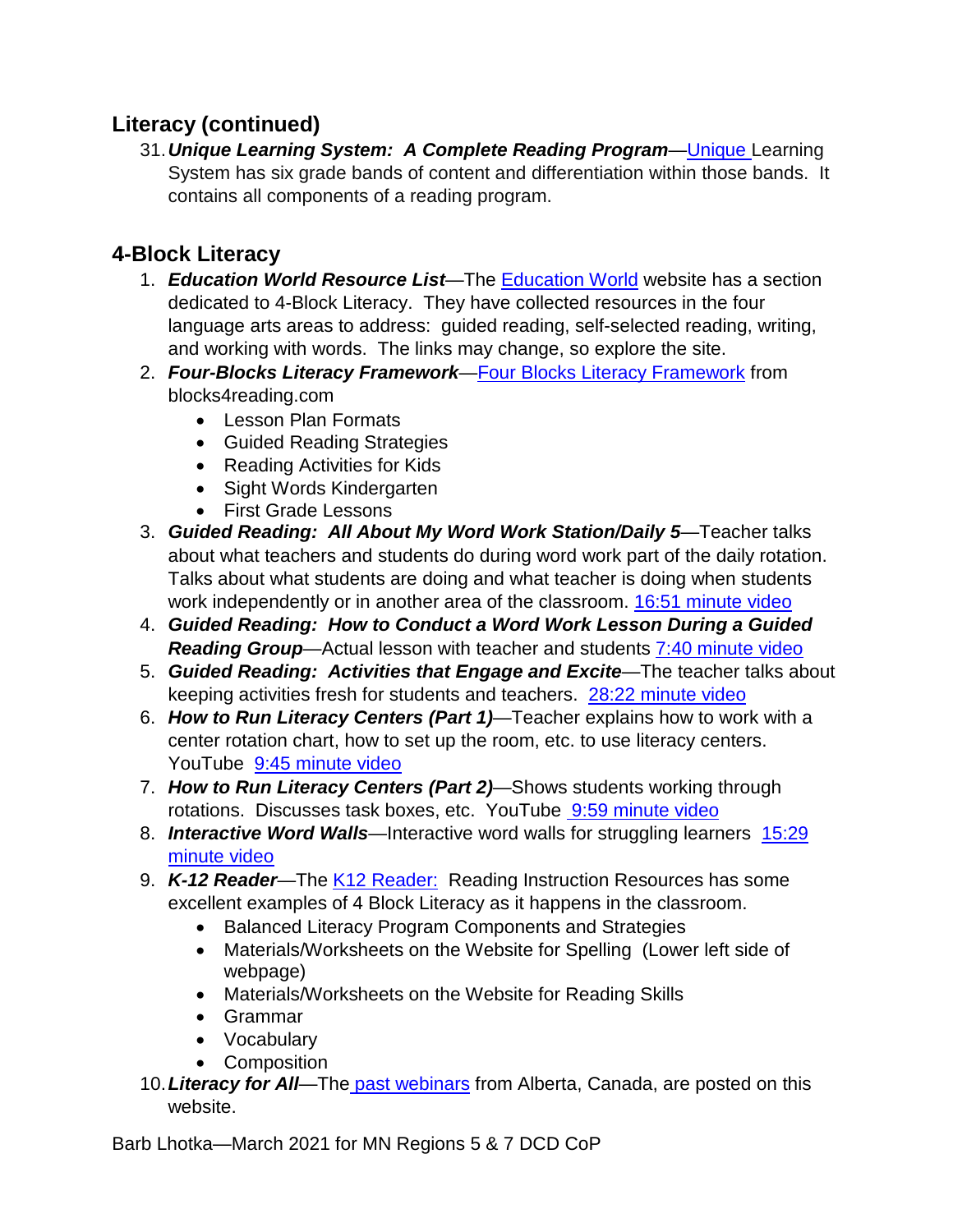## Literacy (continued)

31. ***Unique Learning System: A Complete Reading Program***—Unique Learning System has six grade bands of content and differentiation within those bands. It contains all components of a reading program.

## 4-Block Literacy

1. ***Education World Resource List***—The Education World website has a section dedicated to 4-Block Literacy. They have collected resources in the four language arts areas to address: guided reading, self-selected reading, writing, and working with words. The links may change, so explore the site.
2. ***Four-Blocks Literacy Framework***—Four Blocks Literacy Framework from blocks4reading.com
   - Lesson Plan Formats
   - Guided Reading Strategies
   - Reading Activities for Kids
   - Sight Words Kindergarten
   - First Grade Lessons
3. ***Guided Reading: All About My Word Work Station/Daily 5***—Teacher talks about what teachers and students do during word work part of the daily rotation. Talks about what students are doing and what teacher is doing when students work independently or in another area of the classroom. 16:51 minute video
4. ***Guided Reading: How to Conduct a Word Work Lesson During a Guided Reading Group***—Actual lesson with teacher and students 7:40 minute video
5. ***Guided Reading: Activities that Engage and Excite***—The teacher talks about keeping activities fresh for students and teachers. 28:22 minute video
6. ***How to Run Literacy Centers (Part 1)***—Teacher explains how to work with a center rotation chart, how to set up the room, etc. to use literacy centers. YouTube 9:45 minute video
7. ***How to Run Literacy Centers (Part 2)***—Shows students working through rotations. Discusses task boxes, etc. YouTube 9:59 minute video
8. ***Interactive Word Walls***—Interactive word walls for struggling learners 15:29 minute video
9. ***K-12 Reader***—The K12 Reader: Reading Instruction Resources has some excellent examples of 4 Block Literacy as it happens in the classroom.
   - Balanced Literacy Program Components and Strategies
   - Materials/Worksheets on the Website for Spelling (Lower left side of webpage)
   - Materials/Worksheets on the Website for Reading Skills
   - Grammar
   - Vocabulary
   - Composition
10. ***Literacy for All***—The past webinars from Alberta, Canada, are posted on this website.

Barb Lhotka—March 2021 for MN Regions 5 & 7 DCD CoP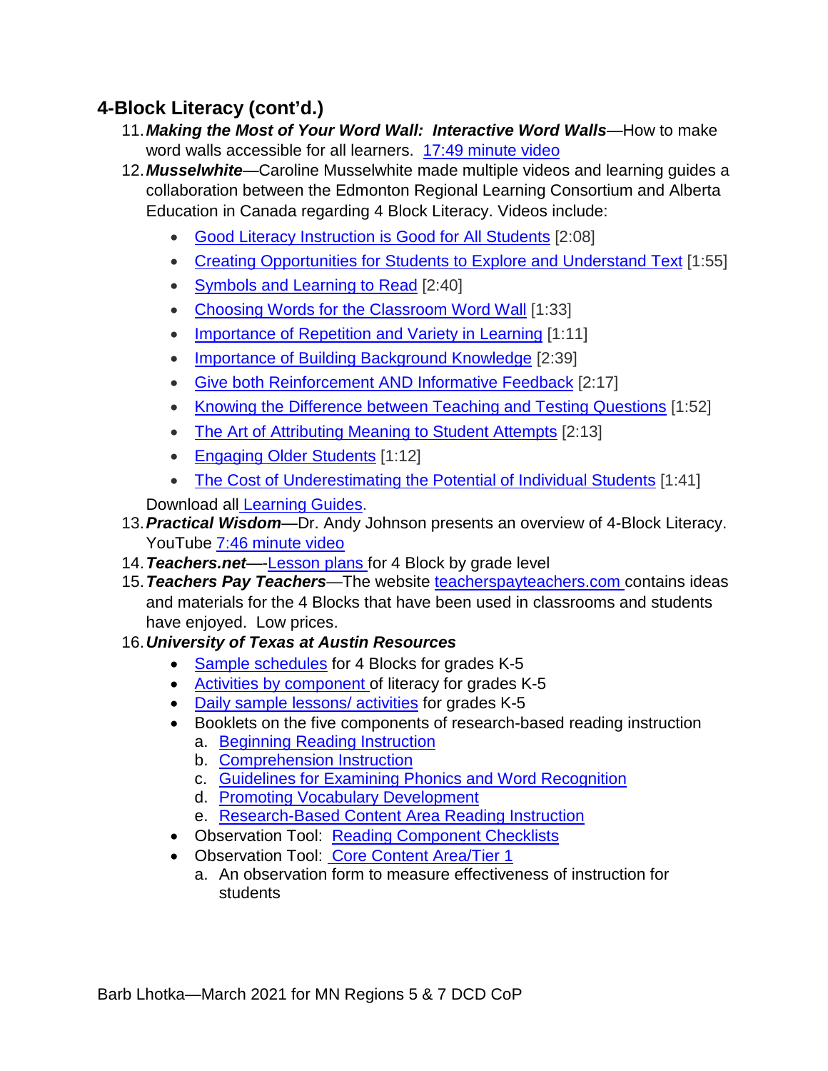## 4-Block Literacy (cont'd.)

11. ***Making the Most of Your Word Wall: Interactive Word Walls***—How to make word walls accessible for all learners. 17:49 minute video
12. ***Musselwhite***—Caroline Musselwhite made multiple videos and learning guides a collaboration between the Edmonton Regional Learning Consortium and Alberta Education in Canada regarding 4 Block Literacy. Videos include:
    - Good Literacy Instruction is Good for All Students [2:08]
    - Creating Opportunities for Students to Explore and Understand Text [1:55]
    - Symbols and Learning to Read [2:40]
    - Choosing Words for the Classroom Word Wall [1:33]
    - Importance of Repetition and Variety in Learning [1:11]
    - Importance of Building Background Knowledge [2:39]
    - Give both Reinforcement AND Informative Feedback [2:17]
    - Knowing the Difference between Teaching and Testing Questions [1:52]
    - The Art of Attributing Meaning to Student Attempts [2:13]
    - Engaging Older Students [1:12]
    - The Cost of Underestimating the Potential of Individual Students [1:41]

    Download all Learning Guides.
13. ***Practical Wisdom***—Dr. Andy Johnson presents an overview of 4-Block Literacy. YouTube 7:46 minute video
14. ***Teachers.net***—-Lesson plans for 4 Block by grade level
15. ***Teachers Pay Teachers***—The website teacherspayteachers.com contains ideas and materials for the 4 Blocks that have been used in classrooms and students have enjoyed. Low prices.
16. ***University of Texas at Austin Resources***
    - Sample schedules for 4 Blocks for grades K-5
    - Activities by component of literacy for grades K-5
    - Daily sample lessons/ activities for grades K-5
    - Booklets on the five components of research-based reading instruction
        a. Beginning Reading Instruction
        b. Comprehension Instruction
        c. Guidelines for Examining Phonics and Word Recognition
        d. Promoting Vocabulary Development
        e. Research-Based Content Area Reading Instruction
    - Observation Tool: Reading Component Checklists
    - Observation Tool: Core Content Area/Tier 1
        a. An observation form to measure effectiveness of instruction for students

Barb Lhotka—March 2021 for MN Regions 5 & 7 DCD CoP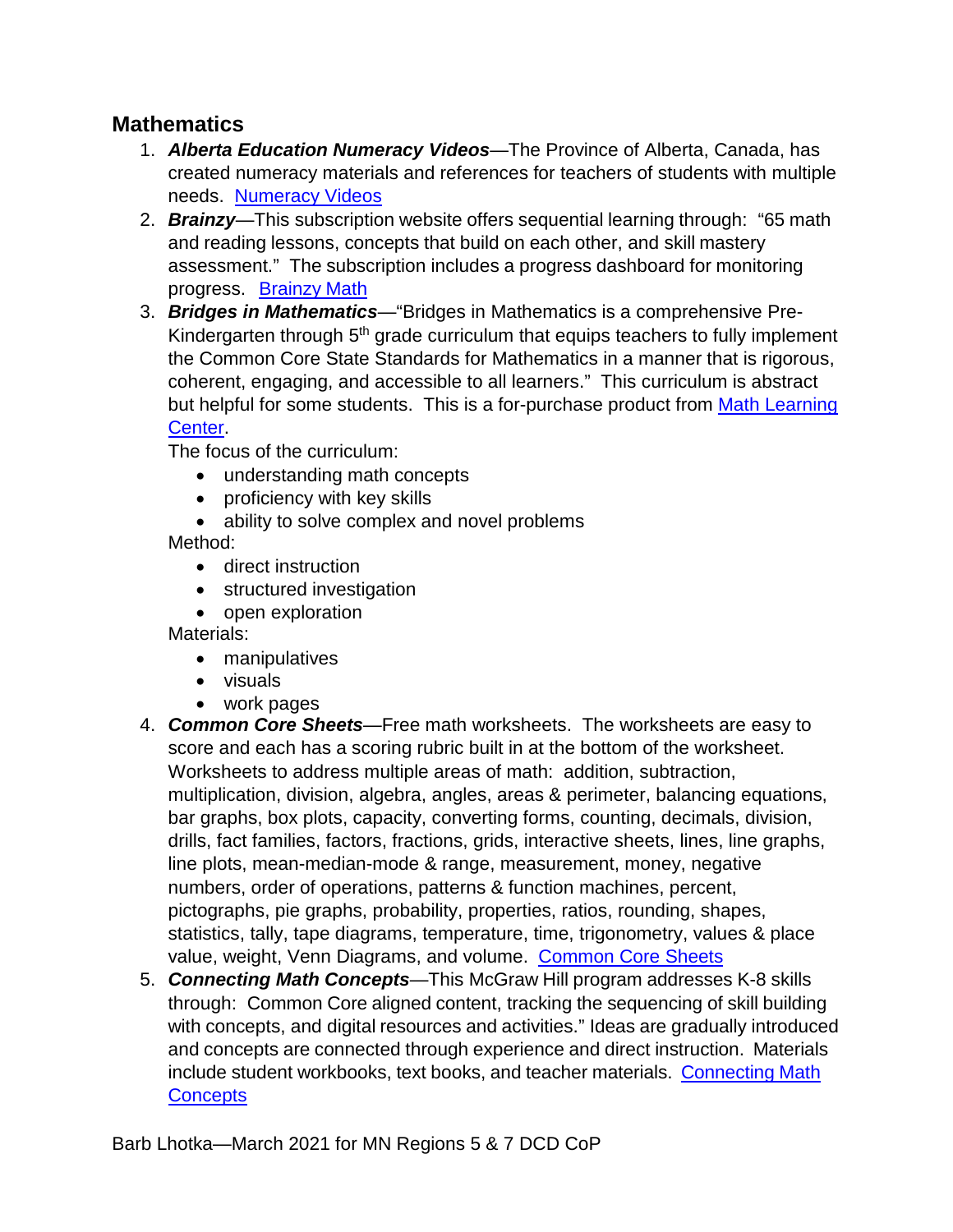## Mathematics

1. ***Alberta Education Numeracy Videos***—The Province of Alberta, Canada, has created numeracy materials and references for teachers of students with multiple needs. [Numeracy Videos]
2. ***Brainzy***—This subscription website offers sequential learning through: "65 math and reading lessons, concepts that build on each other, and skill mastery assessment." The subscription includes a progress dashboard for monitoring progress. [Brainzy Math]
3. ***Bridges in Mathematics***—"Bridges in Mathematics is a comprehensive Pre-Kindergarten through 5th grade curriculum that equips teachers to fully implement the Common Core State Standards for Mathematics in a manner that is rigorous, coherent, engaging, and accessible to all learners." This curriculum is abstract but helpful for some students. This is a for-purchase product from [Math Learning Center].

   The focus of the curriculum:
   - understanding math concepts
   - proficiency with key skills
   - ability to solve complex and novel problems

   Method:
   - direct instruction
   - structured investigation
   - open exploration

   Materials:
   - manipulatives
   - visuals
   - work pages
4. ***Common Core Sheets***—Free math worksheets. The worksheets are easy to score and each has a scoring rubric built in at the bottom of the worksheet. Worksheets to address multiple areas of math: addition, subtraction, multiplication, division, algebra, angles, areas & perimeter, balancing equations, bar graphs, box plots, capacity, converting forms, counting, decimals, division, drills, fact families, factors, fractions, grids, interactive sheets, lines, line graphs, line plots, mean-median-mode & range, measurement, money, negative numbers, order of operations, patterns & function machines, percent, pictographs, pie graphs, probability, properties, ratios, rounding, shapes, statistics, tally, tape diagrams, temperature, time, trigonometry, values & place value, weight, Venn Diagrams, and volume. [Common Core Sheets]
5. ***Connecting Math Concepts***—This McGraw Hill program addresses K-8 skills through: Common Core aligned content, tracking the sequencing of skill building with concepts, and digital resources and activities." Ideas are gradually introduced and concepts are connected through experience and direct instruction. Materials include student workbooks, text books, and teacher materials. [Connecting Math Concepts]

Barb Lhotka—March 2021 for MN Regions 5 & 7 DCD CoP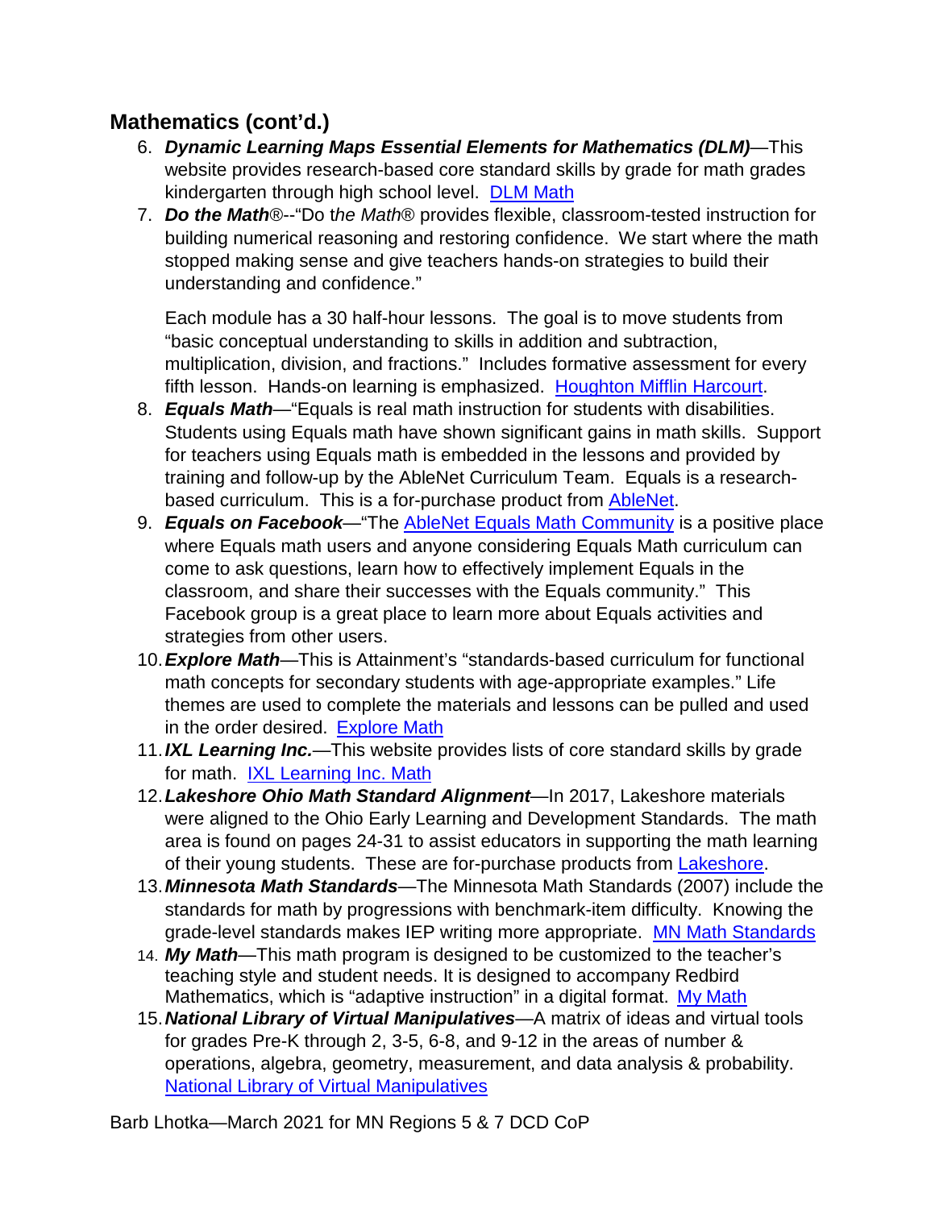## Mathematics (cont'd.)

6. ***Dynamic Learning Maps Essential Elements for Mathematics (DLM)***—This website provides research-based core standard skills by grade for math grades kindergarten through high school level. DLM Math
7. ***Do the Math***®--"Do t*he Math*® provides flexible, classroom-tested instruction for building numerical reasoning and restoring confidence. We start where the math stopped making sense and give teachers hands-on strategies to build their understanding and confidence."

   Each module has a 30 half-hour lessons. The goal is to move students from "basic conceptual understanding to skills in addition and subtraction, multiplication, division, and fractions." Includes formative assessment for every fifth lesson. Hands-on learning is emphasized. Houghton Mifflin Harcourt.
8. ***Equals Math***—"Equals is real math instruction for students with disabilities. Students using Equals math have shown significant gains in math skills. Support for teachers using Equals math is embedded in the lessons and provided by training and follow-up by the AbleNet Curriculum Team. Equals is a research-based curriculum. This is a for-purchase product from AbleNet.
9. ***Equals on Facebook***—"The AbleNet Equals Math Community is a positive place where Equals math users and anyone considering Equals Math curriculum can come to ask questions, learn how to effectively implement Equals in the classroom, and share their successes with the Equals community." This Facebook group is a great place to learn more about Equals activities and strategies from other users.
10. ***Explore Math***—This is Attainment's "standards-based curriculum for functional math concepts for secondary students with age-appropriate examples." Life themes are used to complete the materials and lessons can be pulled and used in the order desired. Explore Math
11. ***IXL Learning Inc.***—This website provides lists of core standard skills by grade for math. IXL Learning Inc. Math
12. ***Lakeshore Ohio Math Standard Alignment***—In 2017, Lakeshore materials were aligned to the Ohio Early Learning and Development Standards. The math area is found on pages 24-31 to assist educators in supporting the math learning of their young students. These are for-purchase products from Lakeshore.
13. ***Minnesota Math Standards***—The Minnesota Math Standards (2007) include the standards for math by progressions with benchmark-item difficulty. Knowing the grade-level standards makes IEP writing more appropriate. MN Math Standards
14. ***My Math***—This math program is designed to be customized to the teacher's teaching style and student needs. It is designed to accompany Redbird Mathematics, which is "adaptive instruction" in a digital format. My Math
15. ***National Library of Virtual Manipulatives***—A matrix of ideas and virtual tools for grades Pre-K through 2, 3-5, 6-8, and 9-12 in the areas of number & operations, algebra, geometry, measurement, and data analysis & probability. National Library of Virtual Manipulatives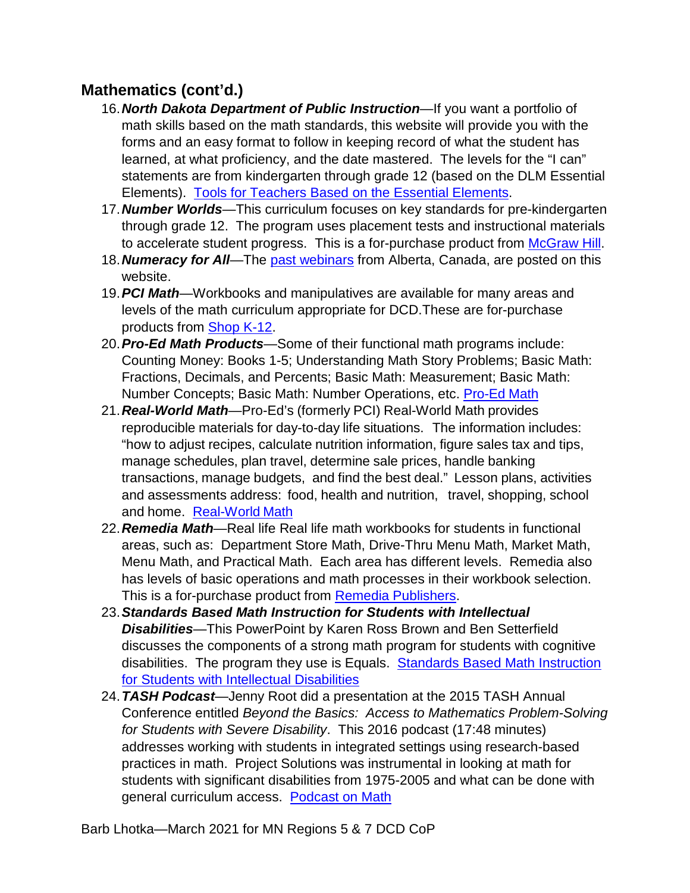## Mathematics (cont'd.)

16. ***North Dakota Department of Public Instruction***—If you want a portfolio of math skills based on the math standards, this website will provide you with the forms and an easy format to follow in keeping record of what the student has learned, at what proficiency, and the date mastered. The levels for the "I can" statements are from kindergarten through grade 12 (based on the DLM Essential Elements). [Tools for Teachers Based on the Essential Elements](#).
17. ***Number Worlds***—This curriculum focuses on key standards for pre-kindergarten through grade 12. The program uses placement tests and instructional materials to accelerate student progress. This is a for-purchase product from [McGraw Hill](#).
18. ***Numeracy for All***—The [past webinars](#) from Alberta, Canada, are posted on this website.
19. ***PCI Math***—Workbooks and manipulatives are available for many areas and levels of the math curriculum appropriate for DCD.These are for-purchase products from [Shop K-12](#).
20. ***Pro-Ed Math Products***—Some of their functional math programs include: Counting Money: Books 1-5; Understanding Math Story Problems; Basic Math: Fractions, Decimals, and Percents; Basic Math: Measurement; Basic Math: Number Concepts; Basic Math: Number Operations, etc. [Pro-Ed Math](#)
21. ***Real-World Math***—Pro-Ed's (formerly PCI) Real-World Math provides reproducible materials for day-to-day life situations. The information includes: "how to adjust recipes, calculate nutrition information, figure sales tax and tips, manage schedules, plan travel, determine sale prices, handle banking transactions, manage budgets, and find the best deal." Lesson plans, activities and assessments address: food, health and nutrition, travel, shopping, school and home. [Real-World Math](#)
22. ***Remedia Math***—Real life Real life math workbooks for students in functional areas, such as: Department Store Math, Drive-Thru Menu Math, Market Math, Menu Math, and Practical Math. Each area has different levels. Remedia also has levels of basic operations and math processes in their workbook selection. This is a for-purchase product from [Remedia Publishers](#).
23. ***Standards Based Math Instruction for Students with Intellectual Disabilities***—This PowerPoint by Karen Ross Brown and Ben Setterfield discusses the components of a strong math program for students with cognitive disabilities. The program they use is Equals. [Standards Based Math Instruction for Students with Intellectual Disabilities](#)
24. ***TASH Podcast***—Jenny Root did a presentation at the 2015 TASH Annual Conference entitled *Beyond the Basics: Access to Mathematics Problem-Solving for Students with Severe Disability*. This 2016 podcast (17:48 minutes) addresses working with students in integrated settings using research-based practices in math. Project Solutions was instrumental in looking at math for students with significant disabilities from 1975-2005 and what can be done with general curriculum access. [Podcast on Math](#)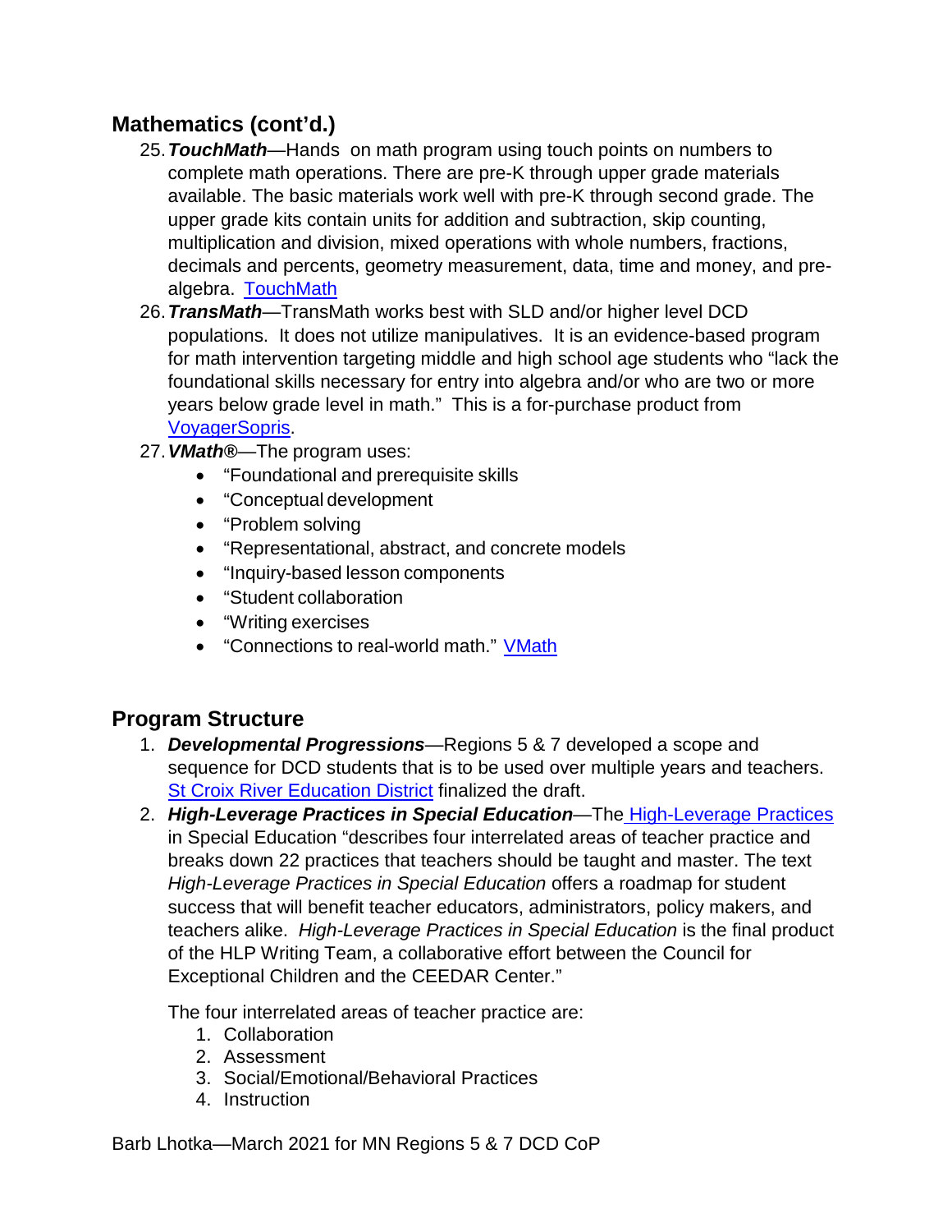## Mathematics (cont'd.)

25. ***TouchMath***—Hands on math program using touch points on numbers to complete math operations. There are pre-K through upper grade materials available. The basic materials work well with pre-K through second grade. The upper grade kits contain units for addition and subtraction, skip counting, multiplication and division, mixed operations with whole numbers, fractions, decimals and percents, geometry measurement, data, time and money, and pre-algebra. TouchMath
26. ***TransMath***—TransMath works best with SLD and/or higher level DCD populations. It does not utilize manipulatives. It is an evidence-based program for math intervention targeting middle and high school age students who "lack the foundational skills necessary for entry into algebra and/or who are two or more years below grade level in math." This is a for-purchase product from VoyagerSopris.
27. ***VMath®***—The program uses:
    - "Foundational and prerequisite skills
    - "Conceptual development
    - "Problem solving
    - "Representational, abstract, and concrete models
    - "Inquiry-based lesson components
    - "Student collaboration
    - "Writing exercises
    - "Connections to real-world math." VMath

## Program Structure

1. ***Developmental Progressions***—Regions 5 & 7 developed a scope and sequence for DCD students that is to be used over multiple years and teachers. St Croix River Education District finalized the draft.
2. ***High-Leverage Practices in Special Education***—The High-Leverage Practices in Special Education "describes four interrelated areas of teacher practice and breaks down 22 practices that teachers should be taught and master. The text *High-Leverage Practices in Special Education* offers a roadmap for student success that will benefit teacher educators, administrators, policy makers, and teachers alike. *High-Leverage Practices in Special Education* is the final product of the HLP Writing Team, a collaborative effort between the Council for Exceptional Children and the CEEDAR Center."

   The four interrelated areas of teacher practice are:
   1. Collaboration
   2. Assessment
   3. Social/Emotional/Behavioral Practices
   4. Instruction

Barb Lhotka—March 2021 for MN Regions 5 & 7 DCD CoP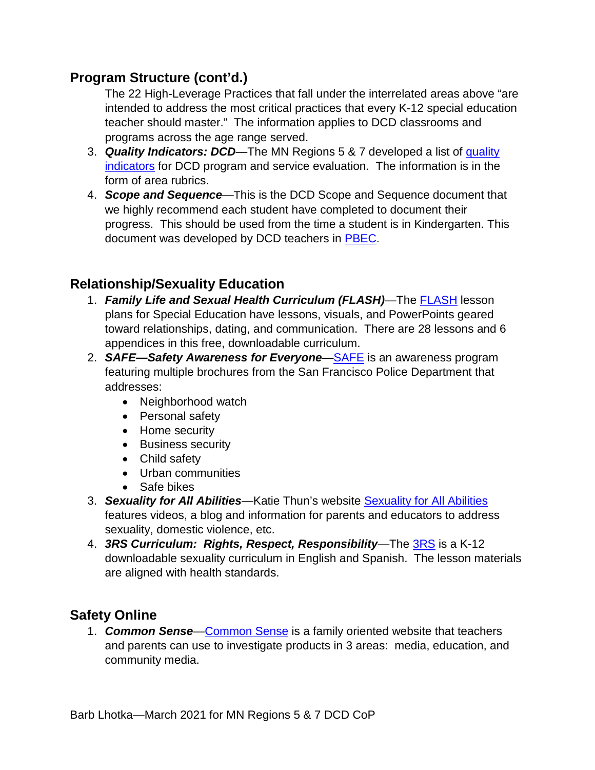## Program Structure (cont'd.)

The 22 High-Leverage Practices that fall under the interrelated areas above "are intended to address the most critical practices that every K-12 special education teacher should master." The information applies to DCD classrooms and programs across the age range served.

3. ***Quality Indicators: DCD***—The MN Regions 5 & 7 developed a list of quality indicators for DCD program and service evaluation. The information is in the form of area rubrics.
4. ***Scope and Sequence***—This is the DCD Scope and Sequence document that we highly recommend each student have completed to document their progress. This should be used from the time a student is in Kindergarten. This document was developed by DCD teachers in PBEC.

## Relationship/Sexuality Education

1. ***Family Life and Sexual Health Curriculum (FLASH)***—The FLASH lesson plans for Special Education have lessons, visuals, and PowerPoints geared toward relationships, dating, and communication. There are 28 lessons and 6 appendices in this free, downloadable curriculum.
2. ***SAFE—Safety Awareness for Everyone***—SAFE is an awareness program featuring multiple brochures from the San Francisco Police Department that addresses:
   - Neighborhood watch
   - Personal safety
   - Home security
   - Business security
   - Child safety
   - Urban communities
   - Safe bikes
3. ***Sexuality for All Abilities***—Katie Thun's website Sexuality for All Abilities features videos, a blog and information for parents and educators to address sexuality, domestic violence, etc.
4. ***3RS Curriculum: Rights, Respect, Responsibility***—The 3RS is a K-12 downloadable sexuality curriculum in English and Spanish. The lesson materials are aligned with health standards.

## Safety Online

1. ***Common Sense***—Common Sense is a family oriented website that teachers and parents can use to investigate products in 3 areas: media, education, and community media.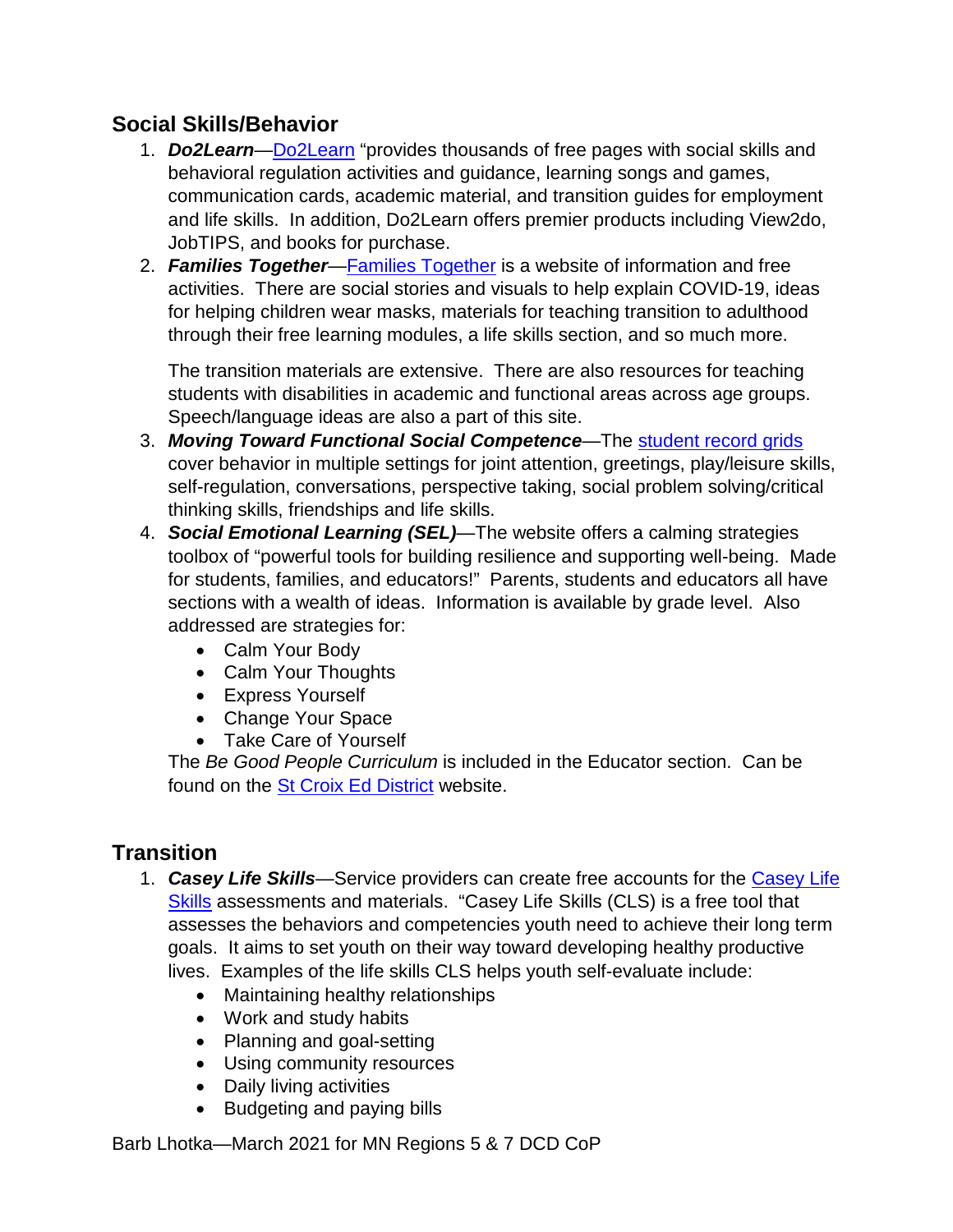## Social Skills/Behavior

1. ***Do2Learn***—Do2Learn "provides thousands of free pages with social skills and behavioral regulation activities and guidance, learning songs and games, communication cards, academic material, and transition guides for employment and life skills. In addition, Do2Learn offers premier products including View2do, JobTIPS, and books for purchase.
2. ***Families Together***—Families Together is a website of information and free activities. There are social stories and visuals to help explain COVID-19, ideas for helping children wear masks, materials for teaching transition to adulthood through their free learning modules, a life skills section, and so much more.

   The transition materials are extensive. There are also resources for teaching students with disabilities in academic and functional areas across age groups. Speech/language ideas are also a part of this site.
3. ***Moving Toward Functional Social Competence***—The student record grids cover behavior in multiple settings for joint attention, greetings, play/leisure skills, self-regulation, conversations, perspective taking, social problem solving/critical thinking skills, friendships and life skills.
4. ***Social Emotional Learning (SEL)***—The website offers a calming strategies toolbox of "powerful tools for building resilience and supporting well-being. Made for students, families, and educators!" Parents, students and educators all have sections with a wealth of ideas. Information is available by grade level. Also addressed are strategies for:
   - Calm Your Body
   - Calm Your Thoughts
   - Express Yourself
   - Change Your Space
   - Take Care of Yourself

   The *Be Good People Curriculum* is included in the Educator section. Can be found on the St Croix Ed District website.

## Transition

1. ***Casey Life Skills***—Service providers can create free accounts for the Casey Life Skills assessments and materials. "Casey Life Skills (CLS) is a free tool that assesses the behaviors and competencies youth need to achieve their long term goals. It aims to set youth on their way toward developing healthy productive lives. Examples of the life skills CLS helps youth self-evaluate include:
   - Maintaining healthy relationships
   - Work and study habits
   - Planning and goal-setting
   - Using community resources
   - Daily living activities
   - Budgeting and paying bills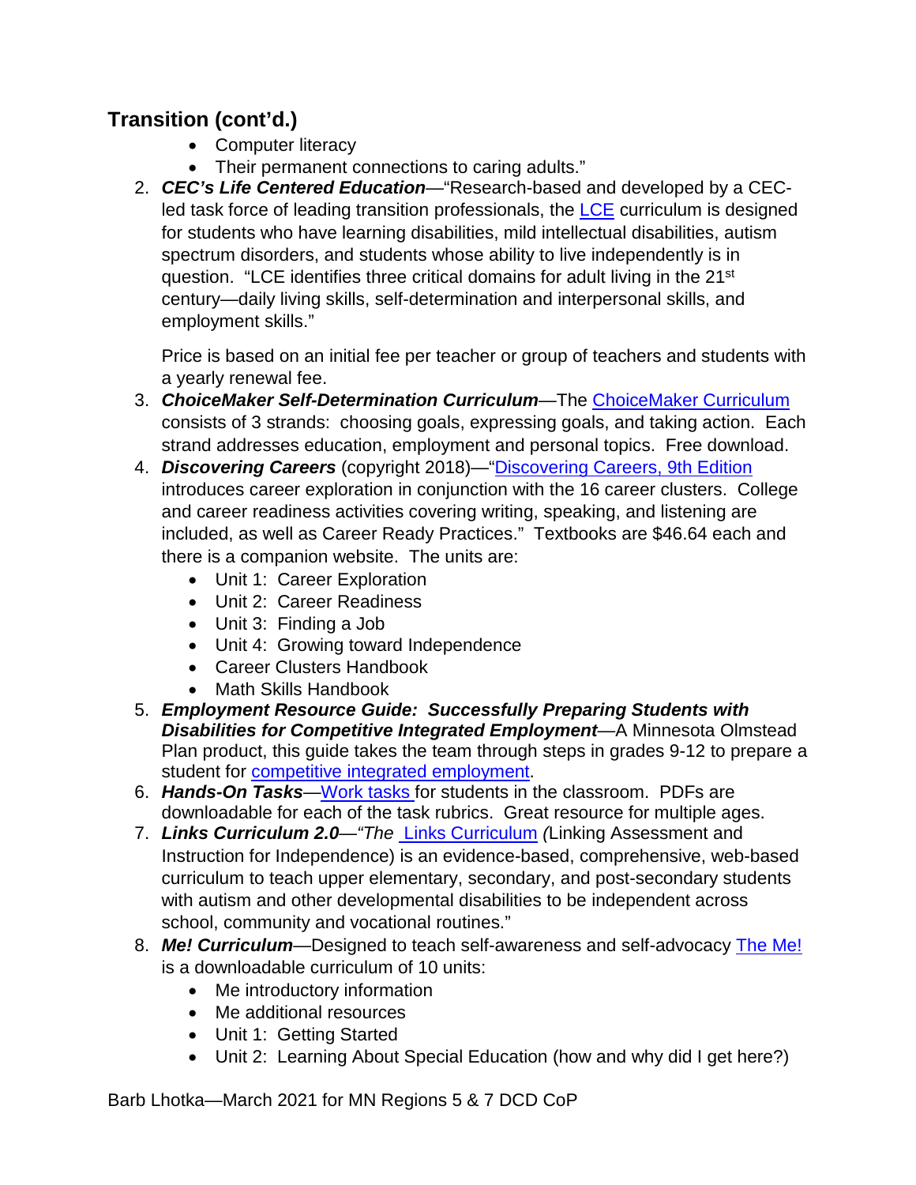## Transition (cont'd.)

- Computer literacy
- Their permanent connections to caring adults."

2. ***CEC's Life Centered Education***—"Research-based and developed by a CEC-led task force of leading transition professionals, the LCE curriculum is designed for students who have learning disabilities, mild intellectual disabilities, autism spectrum disorders, and students whose ability to live independently is in question. "LCE identifies three critical domains for adult living in the 21st century—daily living skills, self-determination and interpersonal skills, and employment skills."

   Price is based on an initial fee per teacher or group of teachers and students with a yearly renewal fee.

3. ***ChoiceMaker Self-Determination Curriculum***—The ChoiceMaker Curriculum consists of 3 strands: choosing goals, expressing goals, and taking action. Each strand addresses education, employment and personal topics. Free download.
4. ***Discovering Careers*** (copyright 2018)—"Discovering Careers, 9th Edition introduces career exploration in conjunction with the 16 career clusters. College and career readiness activities covering writing, speaking, and listening are included, as well as Career Ready Practices." Textbooks are $46.64 each and there is a companion website. The units are:
   - Unit 1: Career Exploration
   - Unit 2: Career Readiness
   - Unit 3: Finding a Job
   - Unit 4: Growing toward Independence
   - Career Clusters Handbook
   - Math Skills Handbook
5. ***Employment Resource Guide: Successfully Preparing Students with Disabilities for Competitive Integrated Employment***—A Minnesota Olmstead Plan product, this guide takes the team through steps in grades 9-12 to prepare a student for competitive integrated employment.
6. ***Hands-On Tasks***—Work tasks for students in the classroom. PDFs are downloadable for each of the task rubrics. Great resource for multiple ages.
7. ***Links Curriculum 2.0***—*"The* Links Curriculum *(*Linking Assessment and Instruction for Independence) is an evidence-based, comprehensive, web-based curriculum to teach upper elementary, secondary, and post-secondary students with autism and other developmental disabilities to be independent across school, community and vocational routines."
8. ***Me! Curriculum***—Designed to teach self-awareness and self-advocacy The Me! is a downloadable curriculum of 10 units:
   - Me introductory information
   - Me additional resources
   - Unit 1: Getting Started
   - Unit 2: Learning About Special Education (how and why did I get here?)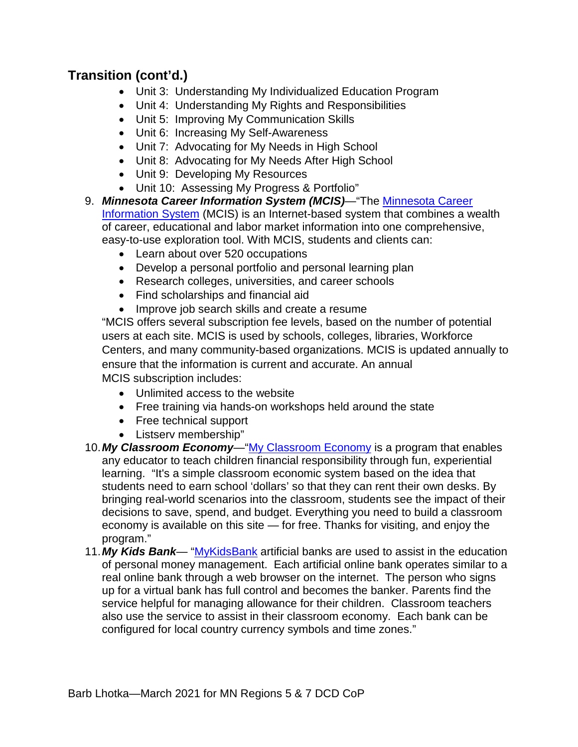## Transition (cont'd.)

- Unit 3: Understanding My Individualized Education Program
- Unit 4: Understanding My Rights and Responsibilities
- Unit 5: Improving My Communication Skills
- Unit 6: Increasing My Self-Awareness
- Unit 7: Advocating for My Needs in High School
- Unit 8: Advocating for My Needs After High School
- Unit 9: Developing My Resources
- Unit 10: Assessing My Progress & Portfolio"

9. ***Minnesota Career Information System (MCIS)***—"The Minnesota Career Information System (MCIS) is an Internet-based system that combines a wealth of career, educational and labor market information into one comprehensive, easy-to-use exploration tool. With MCIS, students and clients can:
   - Learn about over 520 occupations
   - Develop a personal portfolio and personal learning plan
   - Research colleges, universities, and career schools
   - Find scholarships and financial aid
   - Improve job search skills and create a resume

   "MCIS offers several subscription fee levels, based on the number of potential users at each site. MCIS is used by schools, colleges, libraries, Workforce Centers, and many community-based organizations. MCIS is updated annually to ensure that the information is current and accurate. An annual MCIS subscription includes:
   - Unlimited access to the website
   - Free training via hands-on workshops held around the state
   - Free technical support
   - Listserv membership"
10. ***My Classroom Economy***—"My Classroom Economy is a program that enables any educator to teach children financial responsibility through fun, experiential learning. "It's a simple classroom economic system based on the idea that students need to earn school 'dollars' so that they can rent their own desks. By bringing real-world scenarios into the classroom, students see the impact of their decisions to save, spend, and budget. Everything you need to build a classroom economy is available on this site — for free. Thanks for visiting, and enjoy the program."
11. ***My Kids Bank***— "MyKidsBank artificial banks are used to assist in the education of personal money management. Each artificial online bank operates similar to a real online bank through a web browser on the internet. The person who signs up for a virtual bank has full control and becomes the banker. Parents find the service helpful for managing allowance for their children. Classroom teachers also use the service to assist in their classroom economy. Each bank can be configured for local country currency symbols and time zones."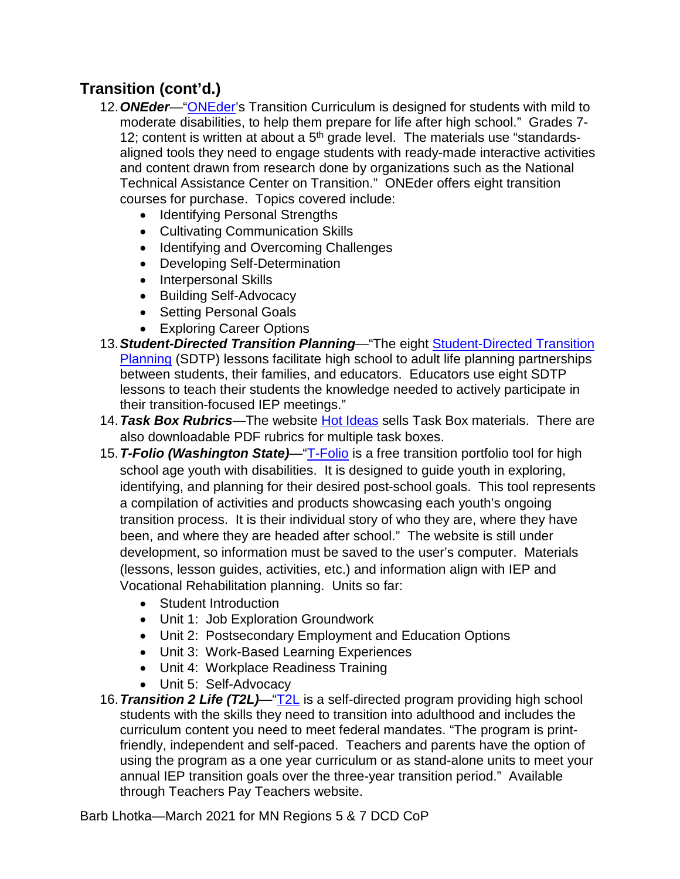## Transition (cont'd.)

12. ***ONEder***—"ONEder's Transition Curriculum is designed for students with mild to moderate disabilities, to help them prepare for life after high school." Grades 7-12; content is written at about a 5th grade level. The materials use "standards-aligned tools they need to engage students with ready-made interactive activities and content drawn from research done by organizations such as the National Technical Assistance Center on Transition." ONEder offers eight transition courses for purchase. Topics covered include:
    - Identifying Personal Strengths
    - Cultivating Communication Skills
    - Identifying and Overcoming Challenges
    - Developing Self-Determination
    - Interpersonal Skills
    - Building Self-Advocacy
    - Setting Personal Goals
    - Exploring Career Options
13. ***Student-Directed Transition Planning***—"The eight Student-Directed Transition Planning (SDTP) lessons facilitate high school to adult life planning partnerships between students, their families, and educators. Educators use eight SDTP lessons to teach their students the knowledge needed to actively participate in their transition-focused IEP meetings."
14. ***Task Box Rubrics***—The website Hot Ideas sells Task Box materials. There are also downloadable PDF rubrics for multiple task boxes.
15. ***T-Folio (Washington State)***—"T-Folio is a free transition portfolio tool for high school age youth with disabilities. It is designed to guide youth in exploring, identifying, and planning for their desired post-school goals. This tool represents a compilation of activities and products showcasing each youth's ongoing transition process. It is their individual story of who they are, where they have been, and where they are headed after school." The website is still under development, so information must be saved to the user's computer. Materials (lessons, lesson guides, activities, etc.) and information align with IEP and Vocational Rehabilitation planning. Units so far:
    - Student Introduction
    - Unit 1: Job Exploration Groundwork
    - Unit 2: Postsecondary Employment and Education Options
    - Unit 3: Work-Based Learning Experiences
    - Unit 4: Workplace Readiness Training
    - Unit 5: Self-Advocacy
16. ***Transition 2 Life (T2L)***—"T2L is a self-directed program providing high school students with the skills they need to transition into adulthood and includes the curriculum content you need to meet federal mandates. "The program is print-friendly, independent and self-paced. Teachers and parents have the option of using the program as a one year curriculum or as stand-alone units to meet your annual IEP transition goals over the three-year transition period." Available through Teachers Pay Teachers website.